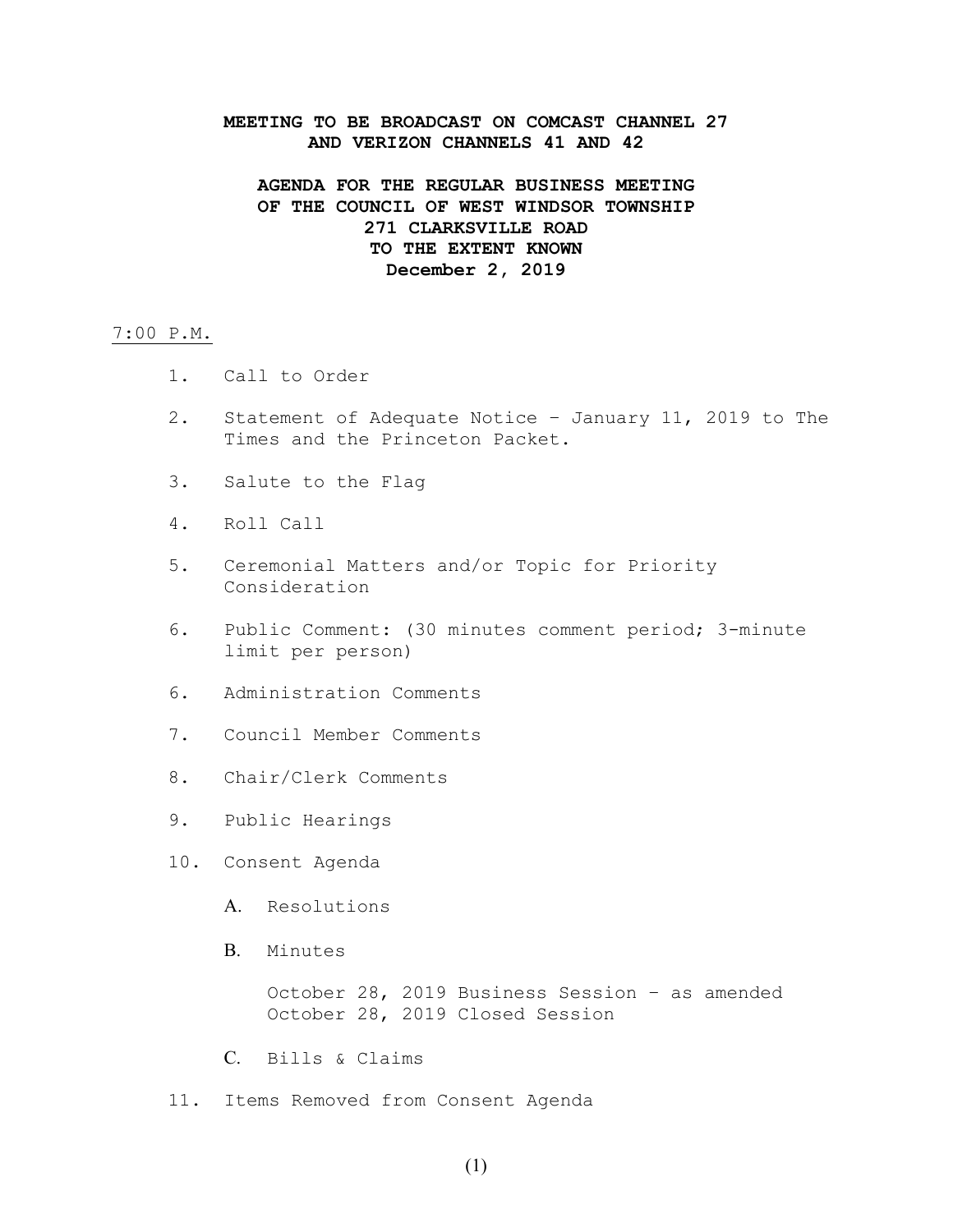**MEETING TO BE BROADCAST ON COMCAST CHANNEL 27 AND VERIZON CHANNELS 41 AND 42**

**AGENDA FOR THE REGULAR BUSINESS MEETING OF THE COUNCIL OF WEST WINDSOR TOWNSHIP 271 CLARKSVILLE ROAD TO THE EXTENT KNOWN December 2, 2019**

7:00 P.M.

1. Call to Order
2. Statement of Adequate Notice – January 11, 2019 to The Times and the Princeton Packet.
3. Salute to the Flag
4. Roll Call
5. Ceremonial Matters and/or Topic for Priority Consideration
6. Public Comment: (30 minutes comment period; 3-minute limit per person)
6. Administration Comments
7. Council Member Comments
8. Chair/Clerk Comments
9. Public Hearings
10. Consent Agenda

    A. Resolutions

    B. Minutes

       October 28, 2019 Business Session – as amended
       October 28, 2019 Closed Session

    C. Bills & Claims

11. Items Removed from Consent Agenda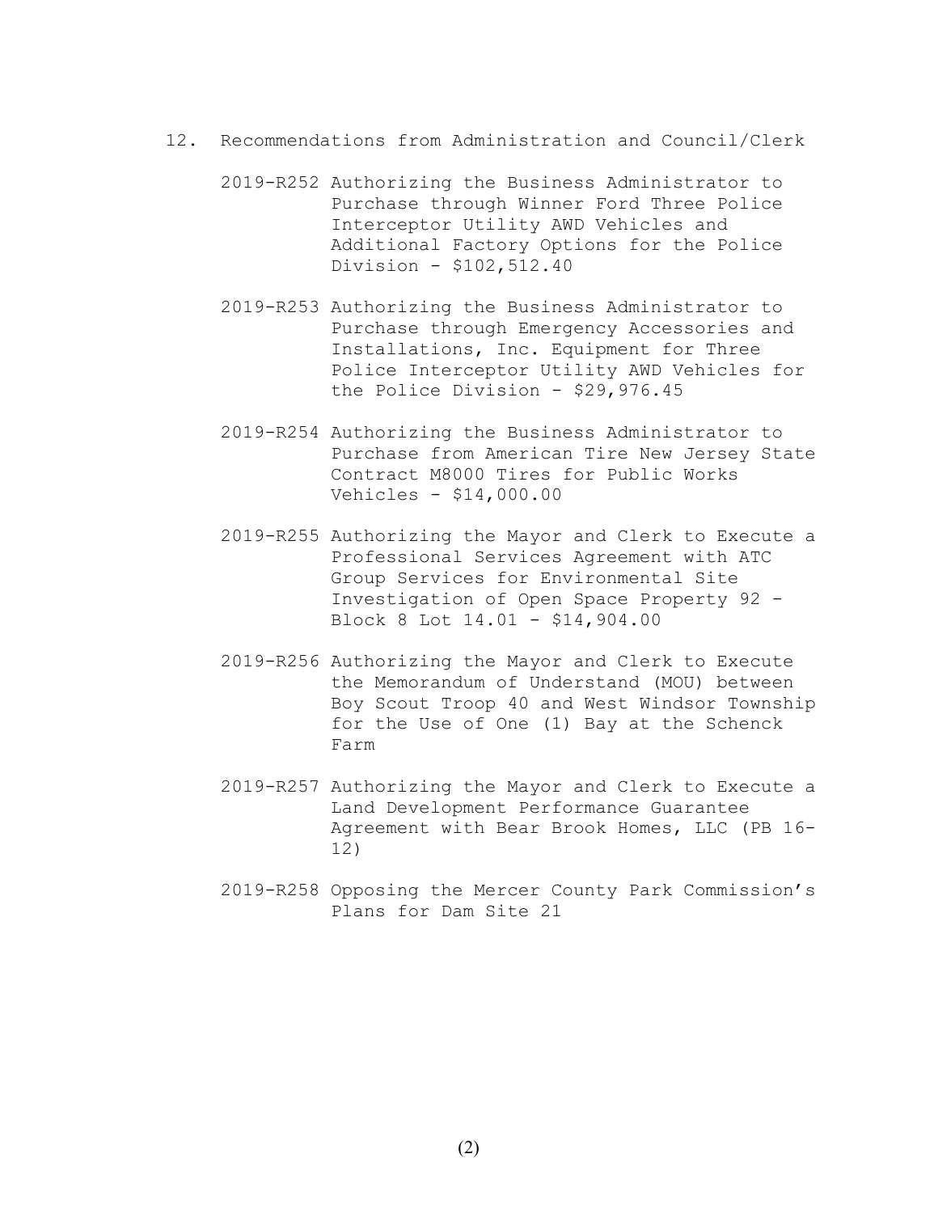12. Recommendations from Administration and Council/Clerk

    2019-R252 Authorizing the Business Administrator to Purchase through Winner Ford Three Police Interceptor Utility AWD Vehicles and Additional Factory Options for the Police Division - $102,512.40

    2019-R253 Authorizing the Business Administrator to Purchase through Emergency Accessories and Installations, Inc. Equipment for Three Police Interceptor Utility AWD Vehicles for the Police Division - $29,976.45

    2019-R254 Authorizing the Business Administrator to Purchase from American Tire New Jersey State Contract M8000 Tires for Public Works Vehicles - $14,000.00

    2019-R255 Authorizing the Mayor and Clerk to Execute a Professional Services Agreement with ATC Group Services for Environmental Site Investigation of Open Space Property 92 - Block 8 Lot 14.01 - $14,904.00

    2019-R256 Authorizing the Mayor and Clerk to Execute the Memorandum of Understand (MOU) between Boy Scout Troop 40 and West Windsor Township for the Use of One (1) Bay at the Schenck Farm

    2019-R257 Authorizing the Mayor and Clerk to Execute a Land Development Performance Guarantee Agreement with Bear Brook Homes, LLC (PB 16-12)

    2019-R258 Opposing the Mercer County Park Commission's Plans for Dam Site 21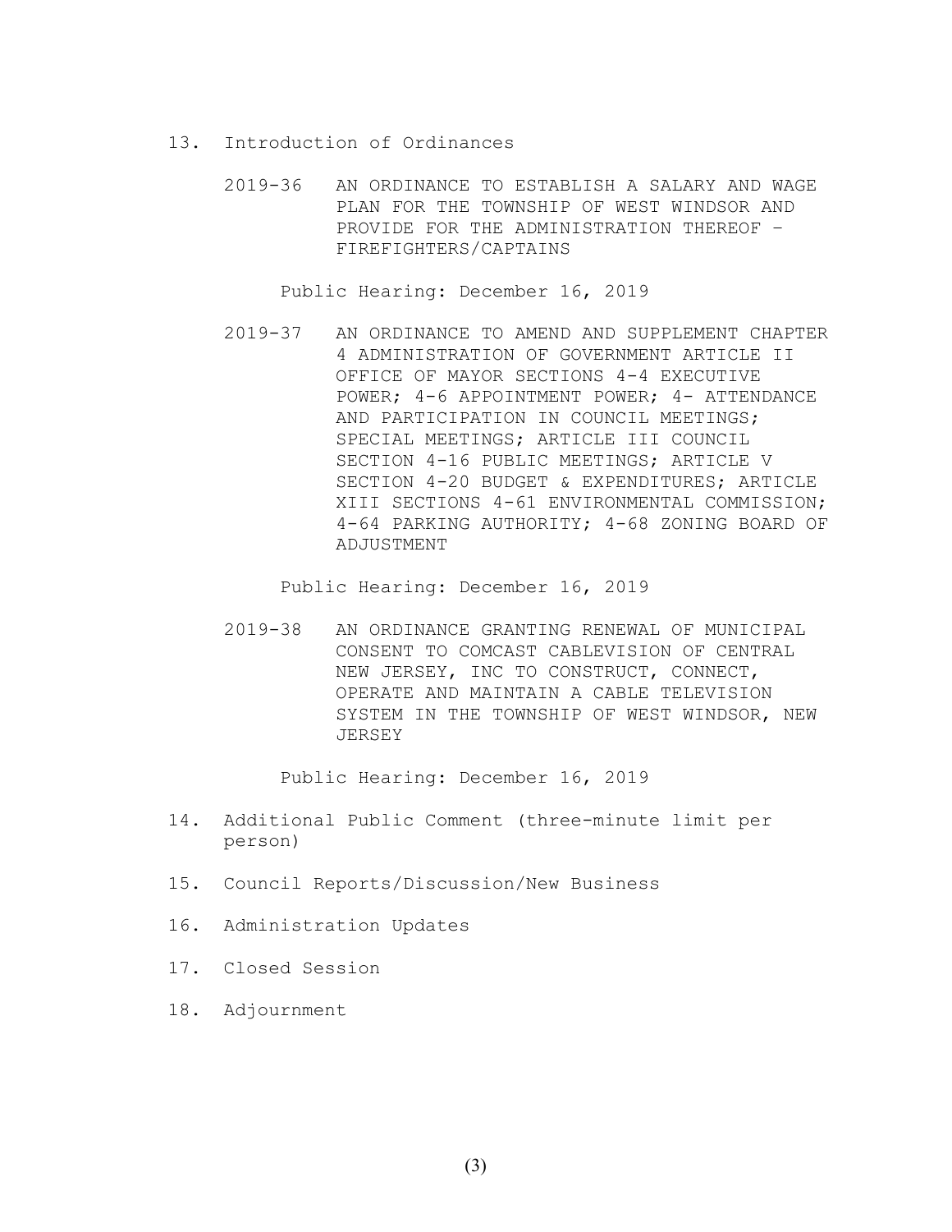13. Introduction of Ordinances

    2019-36 AN ORDINANCE TO ESTABLISH A SALARY AND WAGE PLAN FOR THE TOWNSHIP OF WEST WINDSOR AND PROVIDE FOR THE ADMINISTRATION THEREOF – FIREFIGHTERS/CAPTAINS

    Public Hearing: December 16, 2019

    2019-37 AN ORDINANCE TO AMEND AND SUPPLEMENT CHAPTER 4 ADMINISTRATION OF GOVERNMENT ARTICLE II OFFICE OF MAYOR SECTIONS 4-4 EXECUTIVE POWER; 4-6 APPOINTMENT POWER; 4- ATTENDANCE AND PARTICIPATION IN COUNCIL MEETINGS; SPECIAL MEETINGS; ARTICLE III COUNCIL SECTION 4-16 PUBLIC MEETINGS; ARTICLE V SECTION 4-20 BUDGET & EXPENDITURES; ARTICLE XIII SECTIONS 4-61 ENVIRONMENTAL COMMISSION; 4-64 PARKING AUTHORITY; 4-68 ZONING BOARD OF ADJUSTMENT

    Public Hearing: December 16, 2019

    2019-38 AN ORDINANCE GRANTING RENEWAL OF MUNICIPAL CONSENT TO COMCAST CABLEVISION OF CENTRAL NEW JERSEY, INC TO CONSTRUCT, CONNECT, OPERATE AND MAINTAIN A CABLE TELEVISION SYSTEM IN THE TOWNSHIP OF WEST WINDSOR, NEW JERSEY

    Public Hearing: December 16, 2019

14. Additional Public Comment (three-minute limit per person)

15. Council Reports/Discussion/New Business

16. Administration Updates

17. Closed Session

18. Adjournment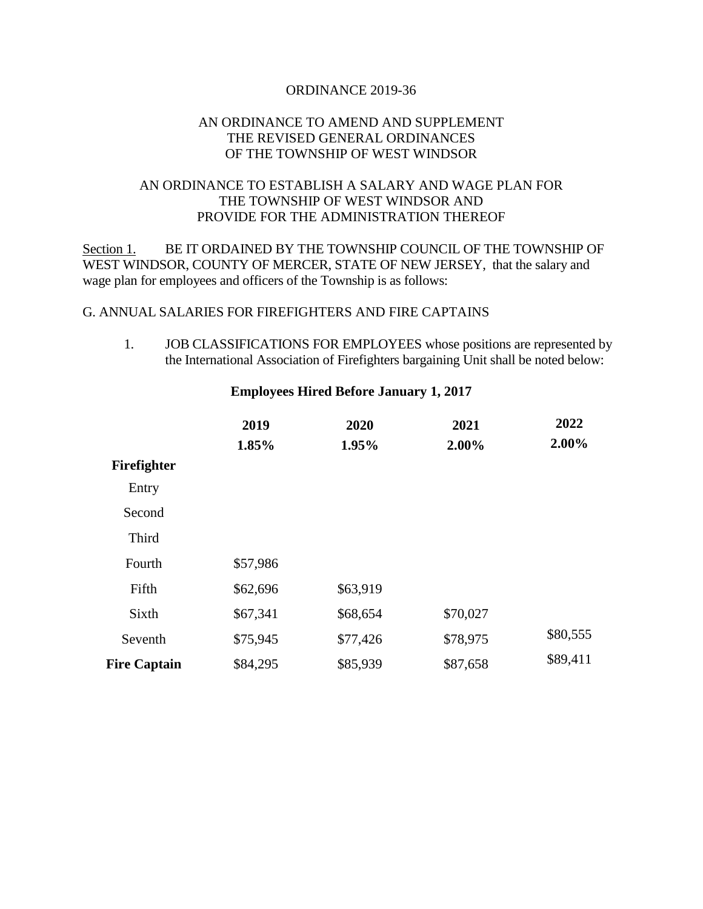ORDINANCE 2019-36

AN ORDINANCE TO AMEND AND SUPPLEMENT
THE REVISED GENERAL ORDINANCES
OF THE TOWNSHIP OF WEST WINDSOR

AN ORDINANCE TO ESTABLISH A SALARY AND WAGE PLAN FOR
THE TOWNSHIP OF WEST WINDSOR AND
PROVIDE FOR THE ADMINISTRATION THEREOF

Section 1. BE IT ORDAINED BY THE TOWNSHIP COUNCIL OF THE TOWNSHIP OF WEST WINDSOR, COUNTY OF MERCER, STATE OF NEW JERSEY, that the salary and wage plan for employees and officers of the Township is as follows:

G. ANNUAL SALARIES FOR FIREFIGHTERS AND FIRE CAPTAINS

1. JOB CLASSIFICATIONS FOR EMPLOYEES whose positions are represented by the International Association of Firefighters bargaining Unit shall be noted below:

**Employees Hired Before January 1, 2017**

| | **2019** | **2020** | **2021** | **2022** |
|---|---|---|---|---|
| | **1.85%** | **1.95%** | **2.00%** | **2.00%** |
| **Firefighter** | | | | |
| Entry | | | | |
| Second | | | | |
| Third | | | | |
| Fourth | $57,986 | | | |
| Fifth | $62,696 | $63,919 | | |
| Sixth | $67,341 | $68,654 | $70,027 | |
| Seventh | $75,945 | $77,426 | $78,975 | $80,555 |
| **Fire Captain** | $84,295 | $85,939 | $87,658 | $89,411 |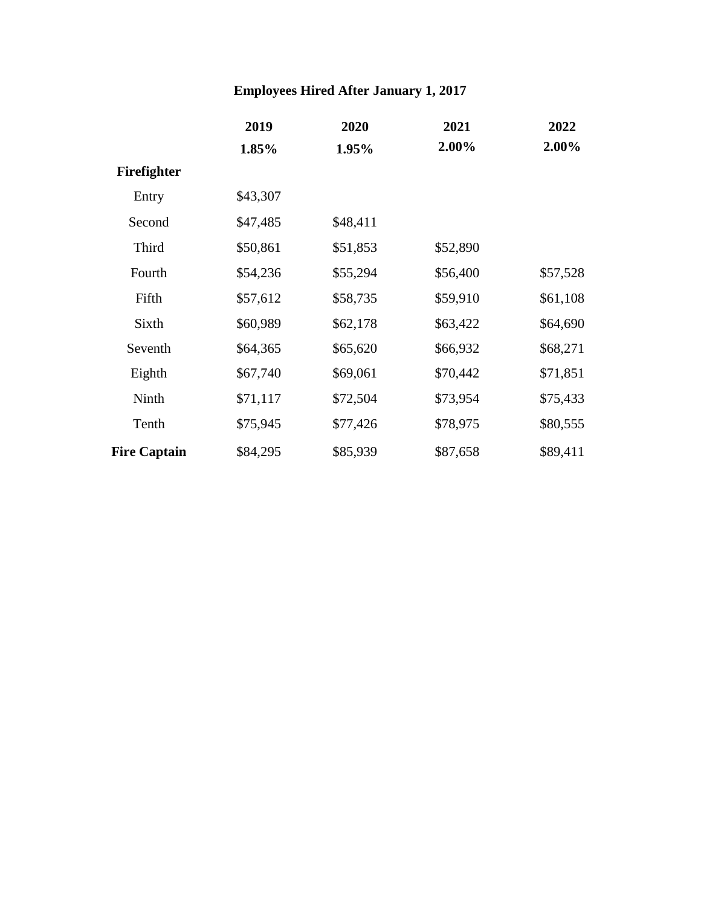**Employees Hired After January 1, 2017**

| | 2019<br>1.85% | 2020<br>1.95% | 2021<br>2.00% | 2022<br>2.00% |
|---|---|---|---|---|
| **Firefighter** | | | | |
| Entry | $43,307 | | | |
| Second | $47,485 | $48,411 | | |
| Third | $50,861 | $51,853 | $52,890 | |
| Fourth | $54,236 | $55,294 | $56,400 | $57,528 |
| Fifth | $57,612 | $58,735 | $59,910 | $61,108 |
| Sixth | $60,989 | $62,178 | $63,422 | $64,690 |
| Seventh | $64,365 | $65,620 | $66,932 | $68,271 |
| Eighth | $67,740 | $69,061 | $70,442 | $71,851 |
| Ninth | $71,117 | $72,504 | $73,954 | $75,433 |
| Tenth | $75,945 | $77,426 | $78,975 | $80,555 |
| **Fire Captain** | $84,295 | $85,939 | $87,658 | $89,411 |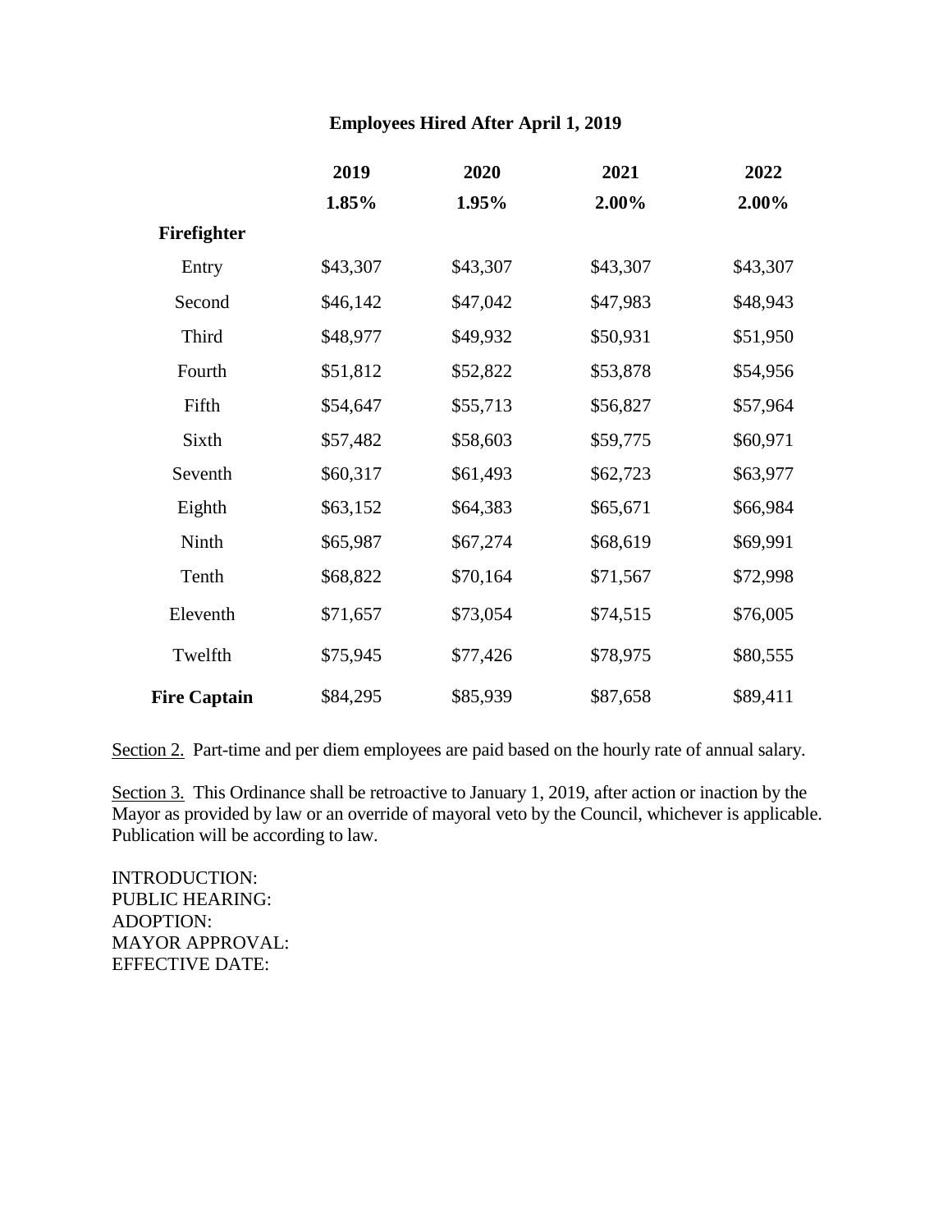**Employees Hired After April 1, 2019**

| | 2019 | 2020 | 2021 | 2022 |
|---|---|---|---|---|
| | **1.85%** | **1.95%** | **2.00%** | **2.00%** |
| **Firefighter** | | | | |
| Entry | $43,307 | $43,307 | $43,307 | $43,307 |
| Second | $46,142 | $47,042 | $47,983 | $48,943 |
| Third | $48,977 | $49,932 | $50,931 | $51,950 |
| Fourth | $51,812 | $52,822 | $53,878 | $54,956 |
| Fifth | $54,647 | $55,713 | $56,827 | $57,964 |
| Sixth | $57,482 | $58,603 | $59,775 | $60,971 |
| Seventh | $60,317 | $61,493 | $62,723 | $63,977 |
| Eighth | $63,152 | $64,383 | $65,671 | $66,984 |
| Ninth | $65,987 | $67,274 | $68,619 | $69,991 |
| Tenth | $68,822 | $70,164 | $71,567 | $72,998 |
| Eleventh | $71,657 | $73,054 | $74,515 | $76,005 |
| Twelfth | $75,945 | $77,426 | $78,975 | $80,555 |
| **Fire Captain** | $84,295 | $85,939 | $87,658 | $89,411 |

Section 2. Part-time and per diem employees are paid based on the hourly rate of annual salary.

Section 3. This Ordinance shall be retroactive to January 1, 2019, after action or inaction by the Mayor as provided by law or an override of mayoral veto by the Council, whichever is applicable. Publication will be according to law.

INTRODUCTION:
PUBLIC HEARING:
ADOPTION:
MAYOR APPROVAL:
EFFECTIVE DATE: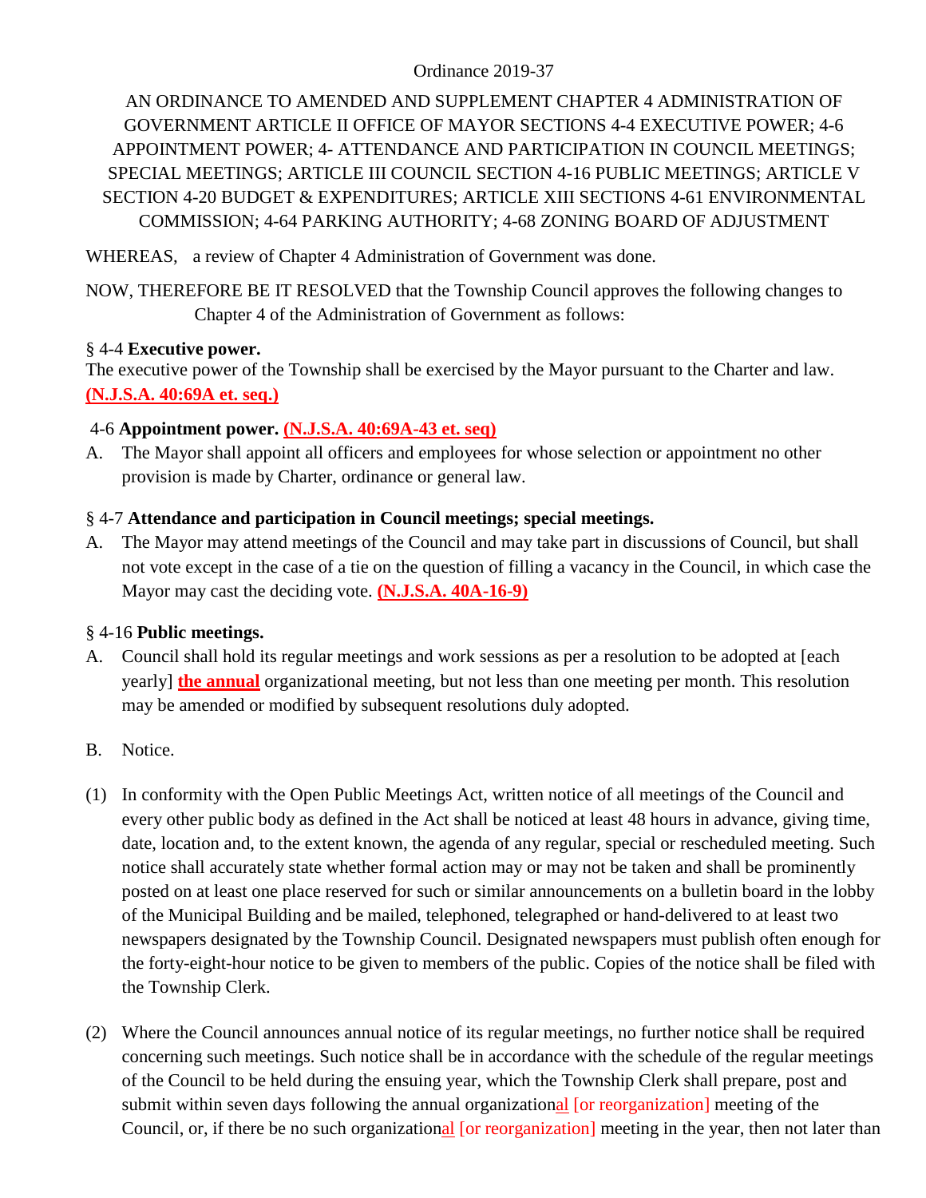Ordinance 2019-37

AN ORDINANCE TO AMENDED AND SUPPLEMENT CHAPTER 4 ADMINISTRATION OF GOVERNMENT ARTICLE II OFFICE OF MAYOR SECTIONS 4-4 EXECUTIVE POWER; 4-6 APPOINTMENT POWER; 4- ATTENDANCE AND PARTICIPATION IN COUNCIL MEETINGS; SPECIAL MEETINGS; ARTICLE III COUNCIL SECTION 4-16 PUBLIC MEETINGS; ARTICLE V SECTION 4-20 BUDGET & EXPENDITURES; ARTICLE XIII SECTIONS 4-61 ENVIRONMENTAL COMMISSION; 4-64 PARKING AUTHORITY; 4-68 ZONING BOARD OF ADJUSTMENT

WHEREAS, a review of Chapter 4 Administration of Government was done.

NOW, THEREFORE BE IT RESOLVED that the Township Council approves the following changes to Chapter 4 of the Administration of Government as follows:

§ 4-4 **Executive power.**
The executive power of the Township shall be exercised by the Mayor pursuant to the Charter and law. **(N.J.S.A. 40:69A et. seq.)**

4-6 **Appointment power.** **(N.J.S.A. 40:69A-43 et. seq)**

A. The Mayor shall appoint all officers and employees for whose selection or appointment no other provision is made by Charter, ordinance or general law.

§ 4-7 **Attendance and participation in Council meetings; special meetings.**

A. The Mayor may attend meetings of the Council and may take part in discussions of Council, but shall not vote except in the case of a tie on the question of filling a vacancy in the Council, in which case the Mayor may cast the deciding vote. **(N.J.S.A. 40A-16-9)**

§ 4-16 **Public meetings.**

A. Council shall hold its regular meetings and work sessions as per a resolution to be adopted at [each yearly] **the annual** organizational meeting, but not less than one meeting per month. This resolution may be amended or modified by subsequent resolutions duly adopted.

B. Notice.

(1) In conformity with the Open Public Meetings Act, written notice of all meetings of the Council and every other public body as defined in the Act shall be noticed at least 48 hours in advance, giving time, date, location and, to the extent known, the agenda of any regular, special or rescheduled meeting. Such notice shall accurately state whether formal action may or may not be taken and shall be prominently posted on at least one place reserved for such or similar announcements on a bulletin board in the lobby of the Municipal Building and be mailed, telephoned, telegraphed or hand-delivered to at least two newspapers designated by the Township Council. Designated newspapers must publish often enough for the forty-eight-hour notice to be given to members of the public. Copies of the notice shall be filed with the Township Clerk.

(2) Where the Council announces annual notice of its regular meetings, no further notice shall be required concerning such meetings. Such notice shall be in accordance with the schedule of the regular meetings of the Council to be held during the ensuing year, which the Township Clerk shall prepare, post and submit within seven days following the annual organizational [or reorganization] meeting of the Council, or, if there be no such organizational [or reorganization] meeting in the year, then not later than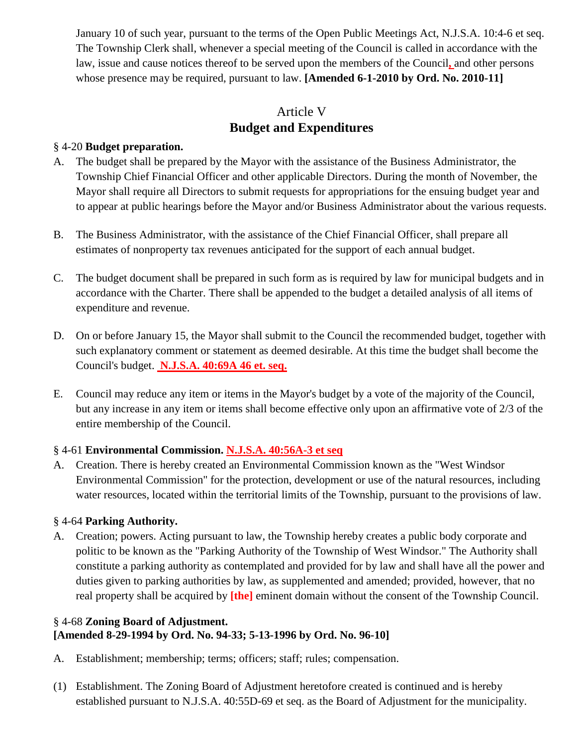January 10 of such year, pursuant to the terms of the Open Public Meetings Act, N.J.S.A. 10:4-6 et seq. The Township Clerk shall, whenever a special meeting of the Council is called in accordance with the law, issue and cause notices thereof to be served upon the members of the Council, and other persons whose presence may be required, pursuant to law. **[Amended 6-1-2010 by Ord. No. 2010-11]**

## Article V
## Budget and Expenditures

§ 4-20 **Budget preparation.**

A. The budget shall be prepared by the Mayor with the assistance of the Business Administrator, the Township Chief Financial Officer and other applicable Directors. During the month of November, the Mayor shall require all Directors to submit requests for appropriations for the ensuing budget year and to appear at public hearings before the Mayor and/or Business Administrator about the various requests.

B. The Business Administrator, with the assistance of the Chief Financial Officer, shall prepare all estimates of nonproperty tax revenues anticipated for the support of each annual budget.

C. The budget document shall be prepared in such form as is required by law for municipal budgets and in accordance with the Charter. There shall be appended to the budget a detailed analysis of all items of expenditure and revenue.

D. On or before January 15, the Mayor shall submit to the Council the recommended budget, together with such explanatory comment or statement as deemed desirable. At this time the budget shall become the Council's budget. **N.J.S.A. 40:69A 46 et. seq.**

E. Council may reduce any item or items in the Mayor's budget by a vote of the majority of the Council, but any increase in any item or items shall become effective only upon an affirmative vote of 2/3 of the entire membership of the Council.

§ 4-61 **Environmental Commission. N.J.S.A. 40:56A-3 et seq**

A. Creation. There is hereby created an Environmental Commission known as the "West Windsor Environmental Commission" for the protection, development or use of the natural resources, including water resources, located within the territorial limits of the Township, pursuant to the provisions of law.

§ 4-64 **Parking Authority.**

A. Creation; powers. Acting pursuant to law, the Township hereby creates a public body corporate and politic to be known as the "Parking Authority of the Township of West Windsor." The Authority shall constitute a parking authority as contemplated and provided for by law and shall have all the power and duties given to parking authorities by law, as supplemented and amended; provided, however, that no real property shall be acquired by **[the]** eminent domain without the consent of the Township Council.

§ 4-68 **Zoning Board of Adjustment.**
**[Amended 8-29-1994 by Ord. No. 94-33; 5-13-1996 by Ord. No. 96-10]**

A. Establishment; membership; terms; officers; staff; rules; compensation.

(1) Establishment. The Zoning Board of Adjustment heretofore created is continued and is hereby established pursuant to N.J.S.A. 40:55D-69 et seq. as the Board of Adjustment for the municipality.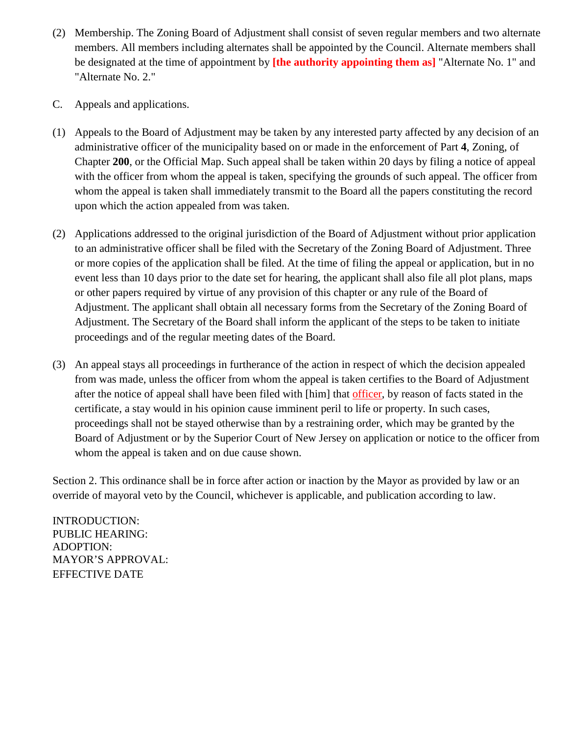(2) Membership. The Zoning Board of Adjustment shall consist of seven regular members and two alternate members. All members including alternates shall be appointed by the Council. Alternate members shall be designated at the time of appointment by **[the authority appointing them as]** "Alternate No. 1" and "Alternate No. 2."

C. Appeals and applications.

(1) Appeals to the Board of Adjustment may be taken by any interested party affected by any decision of an administrative officer of the municipality based on or made in the enforcement of Part **4**, Zoning, of Chapter **200**, or the Official Map. Such appeal shall be taken within 20 days by filing a notice of appeal with the officer from whom the appeal is taken, specifying the grounds of such appeal. The officer from whom the appeal is taken shall immediately transmit to the Board all the papers constituting the record upon which the action appealed from was taken.

(2) Applications addressed to the original jurisdiction of the Board of Adjustment without prior application to an administrative officer shall be filed with the Secretary of the Zoning Board of Adjustment. Three or more copies of the application shall be filed. At the time of filing the appeal or application, but in no event less than 10 days prior to the date set for hearing, the applicant shall also file all plot plans, maps or other papers required by virtue of any provision of this chapter or any rule of the Board of Adjustment. The applicant shall obtain all necessary forms from the Secretary of the Zoning Board of Adjustment. The Secretary of the Board shall inform the applicant of the steps to be taken to initiate proceedings and of the regular meeting dates of the Board.

(3) An appeal stays all proceedings in furtherance of the action in respect of which the decision appealed from was made, unless the officer from whom the appeal is taken certifies to the Board of Adjustment after the notice of appeal shall have been filed with [him] that officer, by reason of facts stated in the certificate, a stay would in his opinion cause imminent peril to life or property. In such cases, proceedings shall not be stayed otherwise than by a restraining order, which may be granted by the Board of Adjustment or by the Superior Court of New Jersey on application or notice to the officer from whom the appeal is taken and on due cause shown.

Section 2. This ordinance shall be in force after action or inaction by the Mayor as provided by law or an override of mayoral veto by the Council, whichever is applicable, and publication according to law.

INTRODUCTION:
PUBLIC HEARING:
ADOPTION:
MAYOR'S APPROVAL:
EFFECTIVE DATE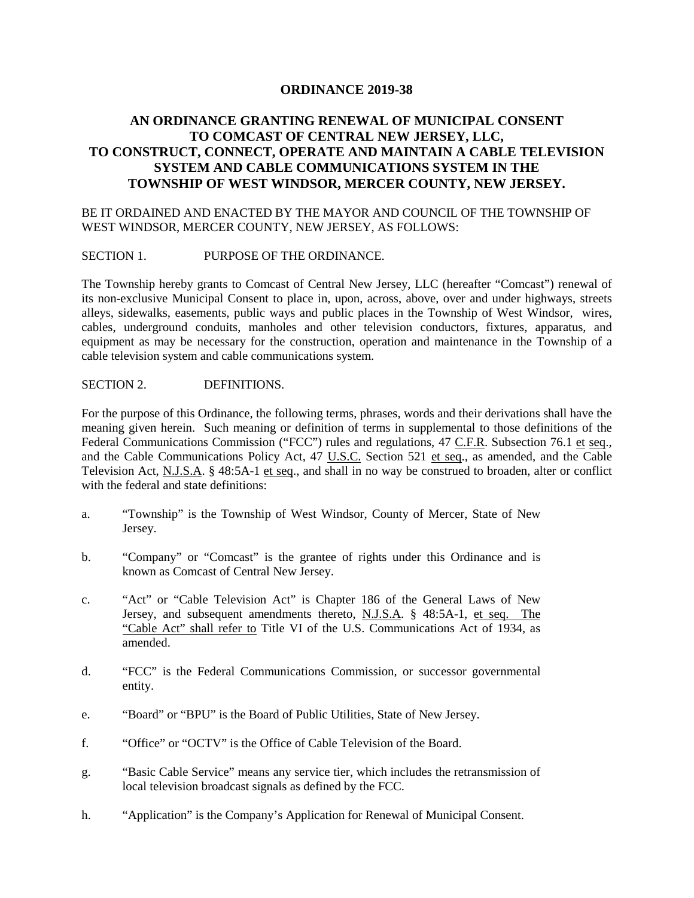# ORDINANCE 2019-38

## AN ORDINANCE GRANTING RENEWAL OF MUNICIPAL CONSENT TO COMCAST OF CENTRAL NEW JERSEY, LLC, TO CONSTRUCT, CONNECT, OPERATE AND MAINTAIN A CABLE TELEVISION SYSTEM AND CABLE COMMUNICATIONS SYSTEM IN THE TOWNSHIP OF WEST WINDSOR, MERCER COUNTY, NEW JERSEY.

BE IT ORDAINED AND ENACTED BY THE MAYOR AND COUNCIL OF THE TOWNSHIP OF WEST WINDSOR, MERCER COUNTY, NEW JERSEY, AS FOLLOWS:

SECTION 1. PURPOSE OF THE ORDINANCE.

The Township hereby grants to Comcast of Central New Jersey, LLC (hereafter "Comcast") renewal of its non-exclusive Municipal Consent to place in, upon, across, above, over and under highways, streets alleys, sidewalks, easements, public ways and public places in the Township of West Windsor, wires, cables, underground conduits, manholes and other television conductors, fixtures, apparatus, and equipment as may be necessary for the construction, operation and maintenance in the Township of a cable television system and cable communications system.

SECTION 2. DEFINITIONS.

For the purpose of this Ordinance, the following terms, phrases, words and their derivations shall have the meaning given herein. Such meaning or definition of terms in supplemental to those definitions of the Federal Communications Commission ("FCC") rules and regulations, 47 C.F.R. Subsection 76.1 et seq., and the Cable Communications Policy Act, 47 U.S.C. Section 521 et seq., as amended, and the Cable Television Act, N.J.S.A. § 48:5A-1 et seq., and shall in no way be construed to broaden, alter or conflict with the federal and state definitions:

a. "Township" is the Township of West Windsor, County of Mercer, State of New Jersey.

b. "Company" or "Comcast" is the grantee of rights under this Ordinance and is known as Comcast of Central New Jersey.

c. "Act" or "Cable Television Act" is Chapter 186 of the General Laws of New Jersey, and subsequent amendments thereto, N.J.S.A. § 48:5A-1, et seq. The "Cable Act" shall refer to Title VI of the U.S. Communications Act of 1934, as amended.

d. "FCC" is the Federal Communications Commission, or successor governmental entity.

e. "Board" or "BPU" is the Board of Public Utilities, State of New Jersey.

f. "Office" or "OCTV" is the Office of Cable Television of the Board.

g. "Basic Cable Service" means any service tier, which includes the retransmission of local television broadcast signals as defined by the FCC.

h. "Application" is the Company's Application for Renewal of Municipal Consent.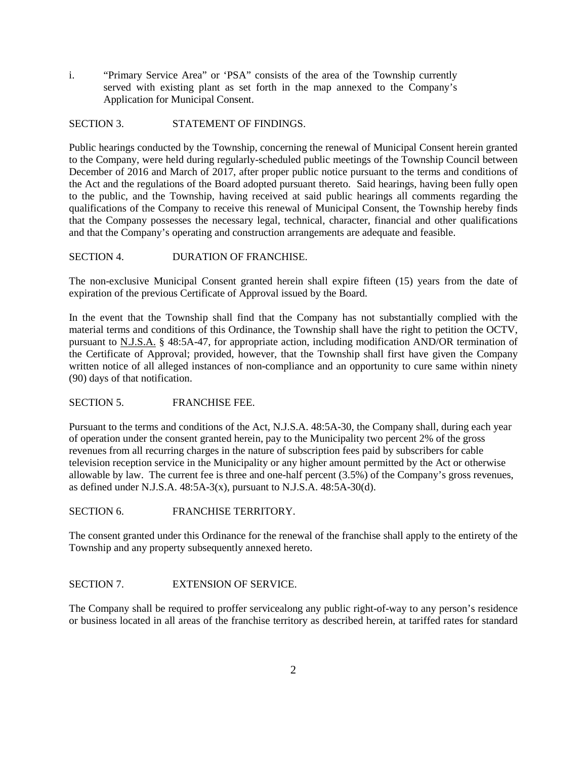i. "Primary Service Area" or 'PSA" consists of the area of the Township currently served with existing plant as set forth in the map annexed to the Company's Application for Municipal Consent.

SECTION 3. STATEMENT OF FINDINGS.

Public hearings conducted by the Township, concerning the renewal of Municipal Consent herein granted to the Company, were held during regularly-scheduled public meetings of the Township Council between December of 2016 and March of 2017, after proper public notice pursuant to the terms and conditions of the Act and the regulations of the Board adopted pursuant thereto. Said hearings, having been fully open to the public, and the Township, having received at said public hearings all comments regarding the qualifications of the Company to receive this renewal of Municipal Consent, the Township hereby finds that the Company possesses the necessary legal, technical, character, financial and other qualifications and that the Company's operating and construction arrangements are adequate and feasible.

SECTION 4. DURATION OF FRANCHISE.

The non-exclusive Municipal Consent granted herein shall expire fifteen (15) years from the date of expiration of the previous Certificate of Approval issued by the Board.

In the event that the Township shall find that the Company has not substantially complied with the material terms and conditions of this Ordinance, the Township shall have the right to petition the OCTV, pursuant to N.J.S.A. § 48:5A-47, for appropriate action, including modification AND/OR termination of the Certificate of Approval; provided, however, that the Township shall first have given the Company written notice of all alleged instances of non-compliance and an opportunity to cure same within ninety (90) days of that notification.

SECTION 5. FRANCHISE FEE.

Pursuant to the terms and conditions of the Act, N.J.S.A. 48:5A-30, the Company shall, during each year of operation under the consent granted herein, pay to the Municipality two percent 2% of the gross revenues from all recurring charges in the nature of subscription fees paid by subscribers for cable television reception service in the Municipality or any higher amount permitted by the Act or otherwise allowable by law. The current fee is three and one-half percent (3.5%) of the Company's gross revenues, as defined under N.J.S.A. 48:5A-3(x), pursuant to N.J.S.A. 48:5A-30(d).

SECTION 6. FRANCHISE TERRITORY.

The consent granted under this Ordinance for the renewal of the franchise shall apply to the entirety of the Township and any property subsequently annexed hereto.

SECTION 7. EXTENSION OF SERVICE.

The Company shall be required to proffer servicealong any public right-of-way to any person's residence or business located in all areas of the franchise territory as described herein, at tariffed rates for standard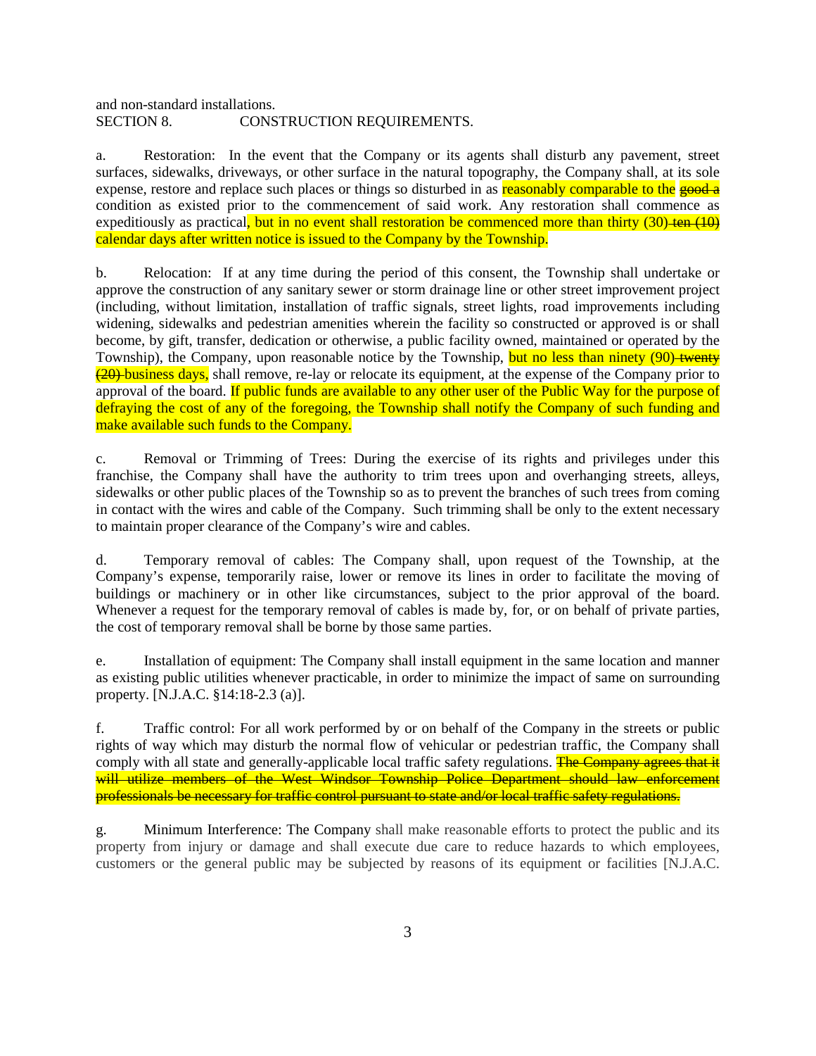and non-standard installations.

SECTION 8. CONSTRUCTION REQUIREMENTS.

a. Restoration: In the event that the Company or its agents shall disturb any pavement, street surfaces, sidewalks, driveways, or other surface in the natural topography, the Company shall, at its sole expense, restore and replace such places or things so disturbed in as reasonably comparable to the ~~good a~~ condition as existed prior to the commencement of said work. Any restoration shall commence as expeditiously as practical, but in no event shall restoration be commenced more than thirty (30) ~~ten (10)~~ calendar days after written notice is issued to the Company by the Township.

b. Relocation: If at any time during the period of this consent, the Township shall undertake or approve the construction of any sanitary sewer or storm drainage line or other street improvement project (including, without limitation, installation of traffic signals, street lights, road improvements including widening, sidewalks and pedestrian amenities wherein the facility so constructed or approved is or shall become, by gift, transfer, dedication or otherwise, a public facility owned, maintained or operated by the Township), the Company, upon reasonable notice by the Township, but no less than ninety (90) ~~twenty (20)~~ business days, shall remove, re-lay or relocate its equipment, at the expense of the Company prior to approval of the board. If public funds are available to any other user of the Public Way for the purpose of defraying the cost of any of the foregoing, the Township shall notify the Company of such funding and make available such funds to the Company.

c. Removal or Trimming of Trees: During the exercise of its rights and privileges under this franchise, the Company shall have the authority to trim trees upon and overhanging streets, alleys, sidewalks or other public places of the Township so as to prevent the branches of such trees from coming in contact with the wires and cable of the Company. Such trimming shall be only to the extent necessary to maintain proper clearance of the Company's wire and cables.

d. Temporary removal of cables: The Company shall, upon request of the Township, at the Company's expense, temporarily raise, lower or remove its lines in order to facilitate the moving of buildings or machinery or in other like circumstances, subject to the prior approval of the board. Whenever a request for the temporary removal of cables is made by, for, or on behalf of private parties, the cost of temporary removal shall be borne by those same parties.

e. Installation of equipment: The Company shall install equipment in the same location and manner as existing public utilities whenever practicable, in order to minimize the impact of same on surrounding property. [N.J.A.C. §14:18-2.3 (a)].

f. Traffic control: For all work performed by or on behalf of the Company in the streets or public rights of way which may disturb the normal flow of vehicular or pedestrian traffic, the Company shall comply with all state and generally-applicable local traffic safety regulations. ~~The Company agrees that it will utilize members of the West Windsor Township Police Department should law enforcement professionals be necessary for traffic control pursuant to state and/or local traffic safety regulations.~~

g. Minimum Interference: The Company shall make reasonable efforts to protect the public and its property from injury or damage and shall execute due care to reduce hazards to which employees, customers or the general public may be subjected by reasons of its equipment or facilities [N.J.A.C.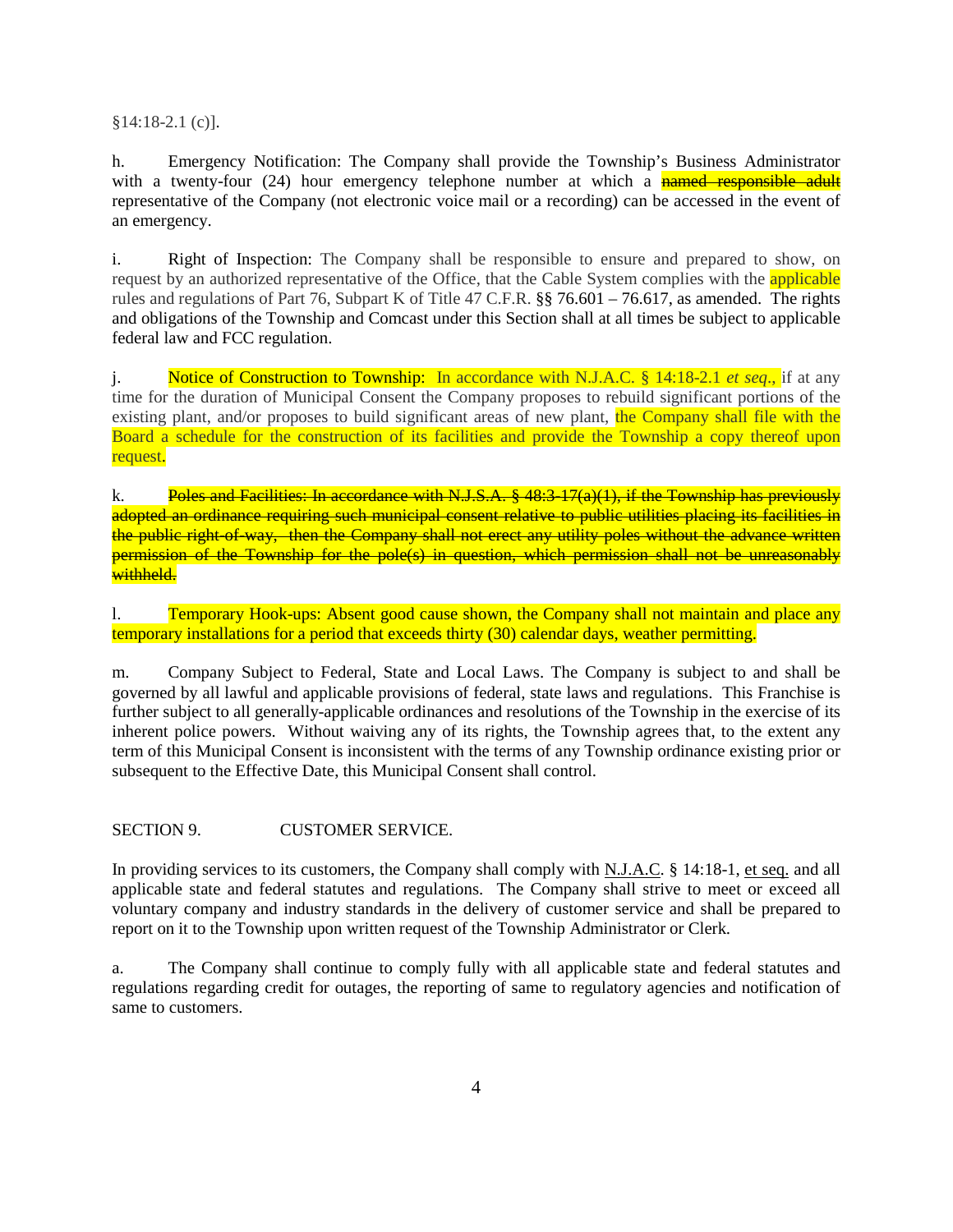§14:18-2.1 (c)].

h. Emergency Notification: The Company shall provide the Township's Business Administrator with a twenty-four (24) hour emergency telephone number at which a ~~named responsible adult~~ representative of the Company (not electronic voice mail or a recording) can be accessed in the event of an emergency.

i. Right of Inspection: The Company shall be responsible to ensure and prepared to show, on request by an authorized representative of the Office, that the Cable System complies with the applicable rules and regulations of Part 76, Subpart K of Title 47 C.F.R. §§ 76.601 – 76.617, as amended. The rights and obligations of the Township and Comcast under this Section shall at all times be subject to applicable federal law and FCC regulation.

j. Notice of Construction to Township: In accordance with N.J.A.C. § 14:18-2.1 *et seq*., if at any time for the duration of Municipal Consent the Company proposes to rebuild significant portions of the existing plant, and/or proposes to build significant areas of new plant, the Company shall file with the Board a schedule for the construction of its facilities and provide the Township a copy thereof upon request.

k. ~~Poles and Facilities: In accordance with N.J.S.A. § 48:3-17(a)(1), if the Township has previously adopted an ordinance requiring such municipal consent relative to public utilities placing its facilities in the public right-of-way, then the Company shall not erect any utility poles without the advance written permission of the Township for the pole(s) in question, which permission shall not be unreasonably withheld.~~

l. Temporary Hook-ups: Absent good cause shown, the Company shall not maintain and place any temporary installations for a period that exceeds thirty (30) calendar days, weather permitting.

m. Company Subject to Federal, State and Local Laws. The Company is subject to and shall be governed by all lawful and applicable provisions of federal, state laws and regulations. This Franchise is further subject to all generally-applicable ordinances and resolutions of the Township in the exercise of its inherent police powers. Without waiving any of its rights, the Township agrees that, to the extent any term of this Municipal Consent is inconsistent with the terms of any Township ordinance existing prior or subsequent to the Effective Date, this Municipal Consent shall control.

## SECTION 9. CUSTOMER SERVICE.

In providing services to its customers, the Company shall comply with N.J.A.C. § 14:18-1, et seq. and all applicable state and federal statutes and regulations. The Company shall strive to meet or exceed all voluntary company and industry standards in the delivery of customer service and shall be prepared to report on it to the Township upon written request of the Township Administrator or Clerk.

a. The Company shall continue to comply fully with all applicable state and federal statutes and regulations regarding credit for outages, the reporting of same to regulatory agencies and notification of same to customers.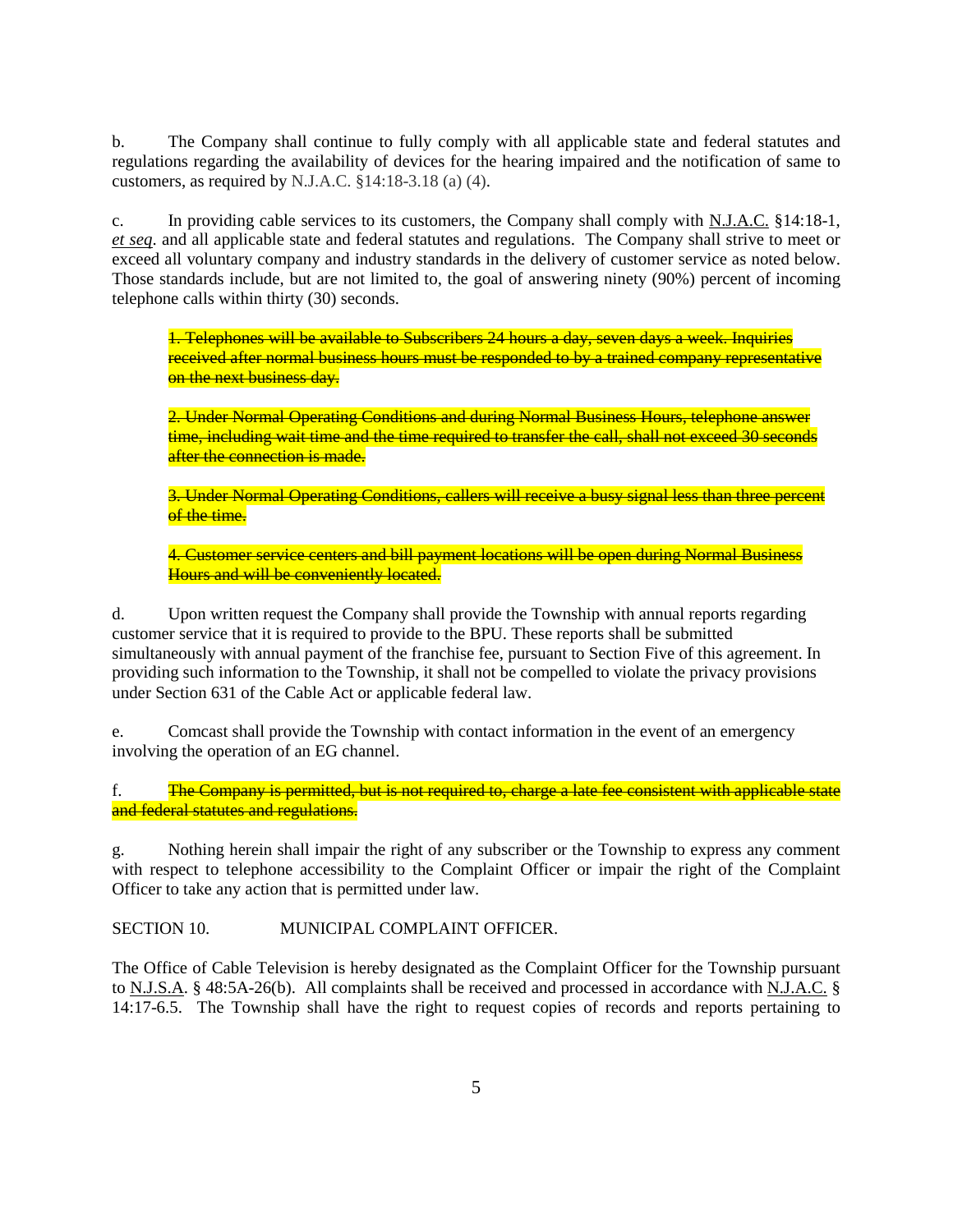b. The Company shall continue to fully comply with all applicable state and federal statutes and regulations regarding the availability of devices for the hearing impaired and the notification of same to customers, as required by N.J.A.C. §14:18-3.18 (a) (4).

c. In providing cable services to its customers, the Company shall comply with N.J.A.C. §14:18-1, *et seq*. and all applicable state and federal statutes and regulations. The Company shall strive to meet or exceed all voluntary company and industry standards in the delivery of customer service as noted below. Those standards include, but are not limited to, the goal of answering ninety (90%) percent of incoming telephone calls within thirty (30) seconds.

> ~~1. Telephones will be available to Subscribers 24 hours a day, seven days a week. Inquiries received after normal business hours must be responded to by a trained company representative on the next business day.~~
>
> ~~2. Under Normal Operating Conditions and during Normal Business Hours, telephone answer time, including wait time and the time required to transfer the call, shall not exceed 30 seconds after the connection is made.~~
>
> ~~3. Under Normal Operating Conditions, callers will receive a busy signal less than three percent of the time.~~
>
> ~~4. Customer service centers and bill payment locations will be open during Normal Business Hours and will be conveniently located.~~

d. Upon written request the Company shall provide the Township with annual reports regarding customer service that it is required to provide to the BPU. These reports shall be submitted simultaneously with annual payment of the franchise fee, pursuant to Section Five of this agreement. In providing such information to the Township, it shall not be compelled to violate the privacy provisions under Section 631 of the Cable Act or applicable federal law.

e. Comcast shall provide the Township with contact information in the event of an emergency involving the operation of an EG channel.

f. ~~The Company is permitted, but is not required to, charge a late fee consistent with applicable state and federal statutes and regulations.~~

g. Nothing herein shall impair the right of any subscriber or the Township to express any comment with respect to telephone accessibility to the Complaint Officer or impair the right of the Complaint Officer to take any action that is permitted under law.

SECTION 10. MUNICIPAL COMPLAINT OFFICER.

The Office of Cable Television is hereby designated as the Complaint Officer for the Township pursuant to N.J.S.A. § 48:5A-26(b). All complaints shall be received and processed in accordance with N.J.A.C. § 14:17-6.5. The Township shall have the right to request copies of records and reports pertaining to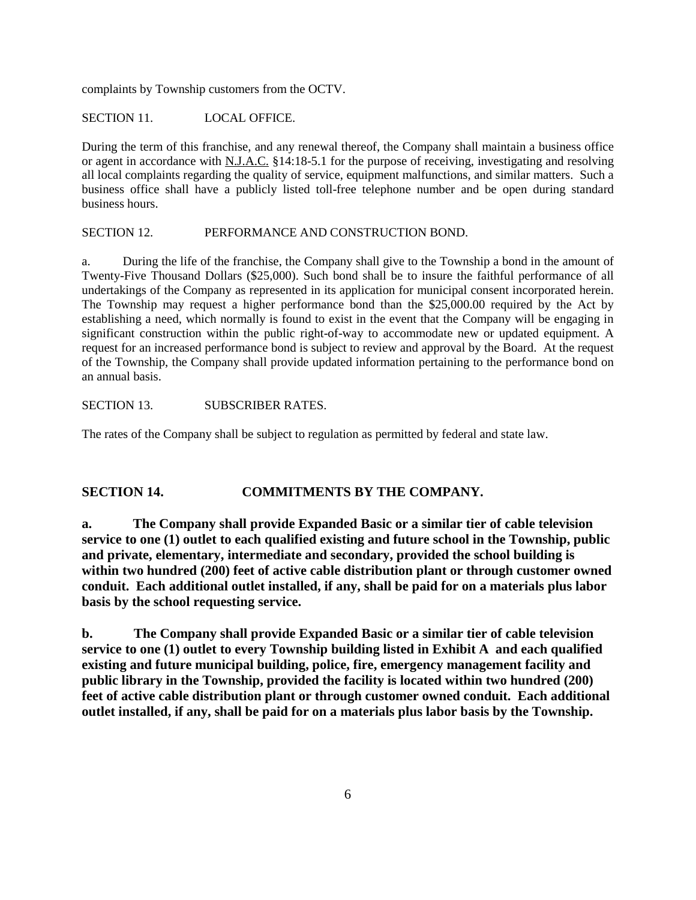complaints by Township customers from the OCTV.

SECTION 11. LOCAL OFFICE.

During the term of this franchise, and any renewal thereof, the Company shall maintain a business office or agent in accordance with N.J.A.C. §14:18-5.1 for the purpose of receiving, investigating and resolving all local complaints regarding the quality of service, equipment malfunctions, and similar matters. Such a business office shall have a publicly listed toll-free telephone number and be open during standard business hours.

SECTION 12. PERFORMANCE AND CONSTRUCTION BOND.

a. During the life of the franchise, the Company shall give to the Township a bond in the amount of Twenty-Five Thousand Dollars ($25,000). Such bond shall be to insure the faithful performance of all undertakings of the Company as represented in its application for municipal consent incorporated herein. The Township may request a higher performance bond than the $25,000.00 required by the Act by establishing a need, which normally is found to exist in the event that the Company will be engaging in significant construction within the public right-of-way to accommodate new or updated equipment. A request for an increased performance bond is subject to review and approval by the Board. At the request of the Township, the Company shall provide updated information pertaining to the performance bond on an annual basis.

SECTION 13. SUBSCRIBER RATES.

The rates of the Company shall be subject to regulation as permitted by federal and state law.

**SECTION 14. COMMITMENTS BY THE COMPANY.**

**a. The Company shall provide Expanded Basic or a similar tier of cable television service to one (1) outlet to each qualified existing and future school in the Township, public and private, elementary, intermediate and secondary, provided the school building is within two hundred (200) feet of active cable distribution plant or through customer owned conduit. Each additional outlet installed, if any, shall be paid for on a materials plus labor basis by the school requesting service.**

**b. The Company shall provide Expanded Basic or a similar tier of cable television service to one (1) outlet to every Township building listed in Exhibit A and each qualified existing and future municipal building, police, fire, emergency management facility and public library in the Township, provided the facility is located within two hundred (200) feet of active cable distribution plant or through customer owned conduit. Each additional outlet installed, if any, shall be paid for on a materials plus labor basis by the Township.**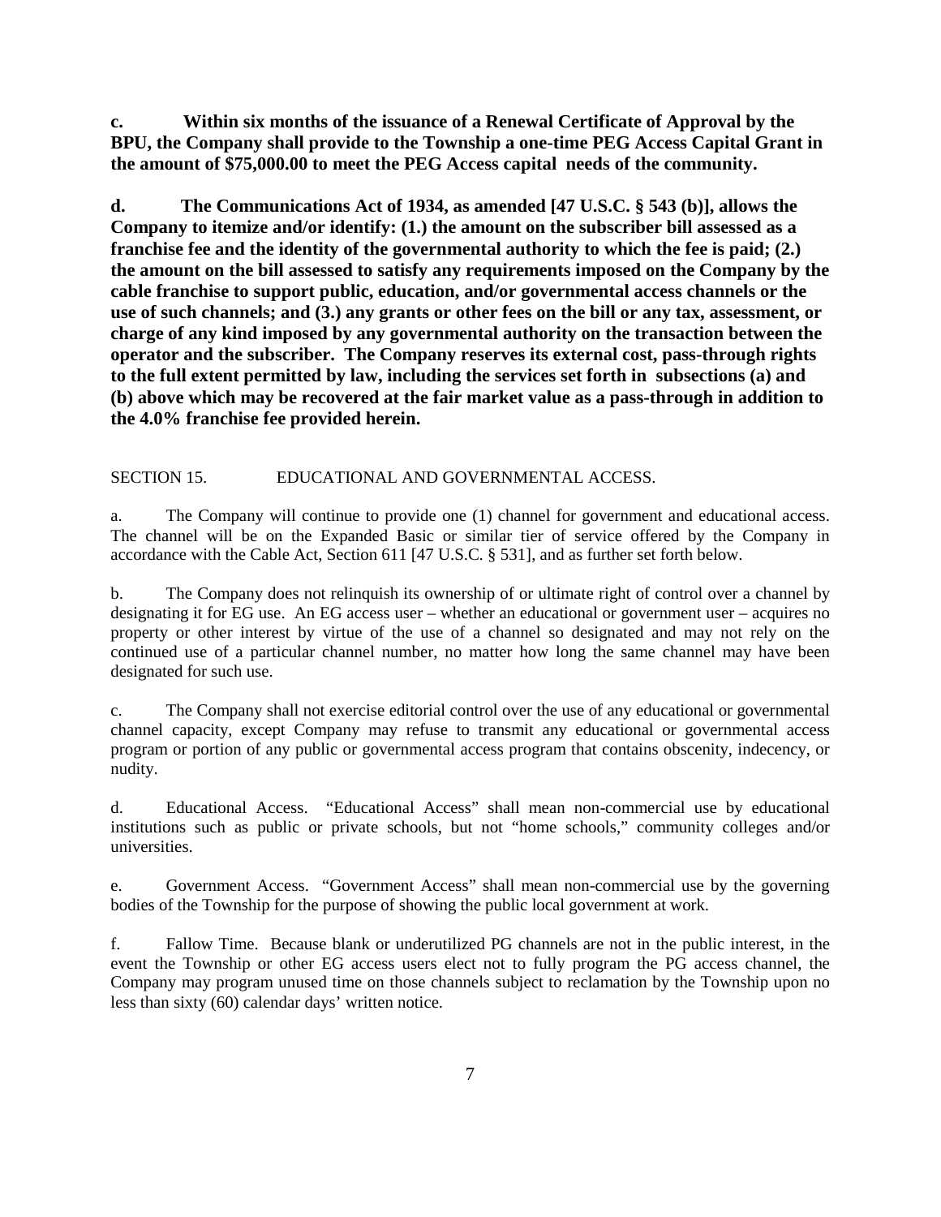**c. Within six months of the issuance of a Renewal Certificate of Approval by the BPU, the Company shall provide to the Township a one-time PEG Access Capital Grant in the amount of $75,000.00 to meet the PEG Access capital needs of the community.**

**d. The Communications Act of 1934, as amended [47 U.S.C. § 543 (b)], allows the Company to itemize and/or identify: (1.) the amount on the subscriber bill assessed as a franchise fee and the identity of the governmental authority to which the fee is paid; (2.) the amount on the bill assessed to satisfy any requirements imposed on the Company by the cable franchise to support public, education, and/or governmental access channels or the use of such channels; and (3.) any grants or other fees on the bill or any tax, assessment, or charge of any kind imposed by any governmental authority on the transaction between the operator and the subscriber. The Company reserves its external cost, pass-through rights to the full extent permitted by law, including the services set forth in subsections (a) and (b) above which may be recovered at the fair market value as a pass-through in addition to the 4.0% franchise fee provided herein.**

SECTION 15. EDUCATIONAL AND GOVERNMENTAL ACCESS.

a. The Company will continue to provide one (1) channel for government and educational access. The channel will be on the Expanded Basic or similar tier of service offered by the Company in accordance with the Cable Act, Section 611 [47 U.S.C. § 531], and as further set forth below.

b. The Company does not relinquish its ownership of or ultimate right of control over a channel by designating it for EG use. An EG access user – whether an educational or government user – acquires no property or other interest by virtue of the use of a channel so designated and may not rely on the continued use of a particular channel number, no matter how long the same channel may have been designated for such use.

c. The Company shall not exercise editorial control over the use of any educational or governmental channel capacity, except Company may refuse to transmit any educational or governmental access program or portion of any public or governmental access program that contains obscenity, indecency, or nudity.

d. Educational Access. "Educational Access" shall mean non-commercial use by educational institutions such as public or private schools, but not "home schools," community colleges and/or universities.

e. Government Access. "Government Access" shall mean non-commercial use by the governing bodies of the Township for the purpose of showing the public local government at work.

f. Fallow Time. Because blank or underutilized PG channels are not in the public interest, in the event the Township or other EG access users elect not to fully program the PG access channel, the Company may program unused time on those channels subject to reclamation by the Township upon no less than sixty (60) calendar days' written notice.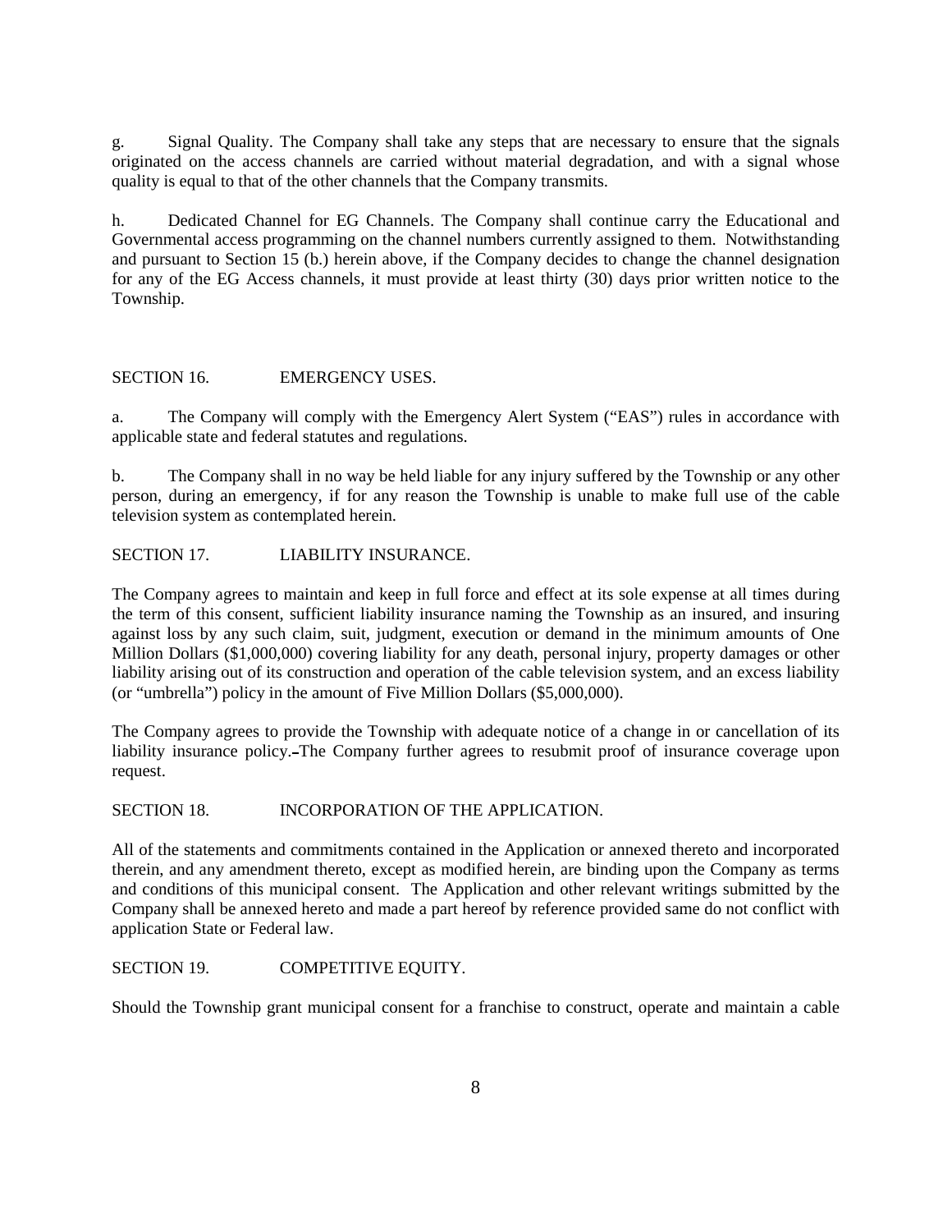g. Signal Quality. The Company shall take any steps that are necessary to ensure that the signals originated on the access channels are carried without material degradation, and with a signal whose quality is equal to that of the other channels that the Company transmits.

h. Dedicated Channel for EG Channels. The Company shall continue carry the Educational and Governmental access programming on the channel numbers currently assigned to them. Notwithstanding and pursuant to Section 15 (b.) herein above, if the Company decides to change the channel designation for any of the EG Access channels, it must provide at least thirty (30) days prior written notice to the Township.

SECTION 16. EMERGENCY USES.

a. The Company will comply with the Emergency Alert System ("EAS") rules in accordance with applicable state and federal statutes and regulations.

b. The Company shall in no way be held liable for any injury suffered by the Township or any other person, during an emergency, if for any reason the Township is unable to make full use of the cable television system as contemplated herein.

SECTION 17. LIABILITY INSURANCE.

The Company agrees to maintain and keep in full force and effect at its sole expense at all times during the term of this consent, sufficient liability insurance naming the Township as an insured, and insuring against loss by any such claim, suit, judgment, execution or demand in the minimum amounts of One Million Dollars ($1,000,000) covering liability for any death, personal injury, property damages or other liability arising out of its construction and operation of the cable television system, and an excess liability (or "umbrella") policy in the amount of Five Million Dollars ($5,000,000).

The Company agrees to provide the Township with adequate notice of a change in or cancellation of its liability insurance policy. The Company further agrees to resubmit proof of insurance coverage upon request.

SECTION 18. INCORPORATION OF THE APPLICATION.

All of the statements and commitments contained in the Application or annexed thereto and incorporated therein, and any amendment thereto, except as modified herein, are binding upon the Company as terms and conditions of this municipal consent. The Application and other relevant writings submitted by the Company shall be annexed hereto and made a part hereof by reference provided same do not conflict with application State or Federal law.

SECTION 19. COMPETITIVE EQUITY.

Should the Township grant municipal consent for a franchise to construct, operate and maintain a cable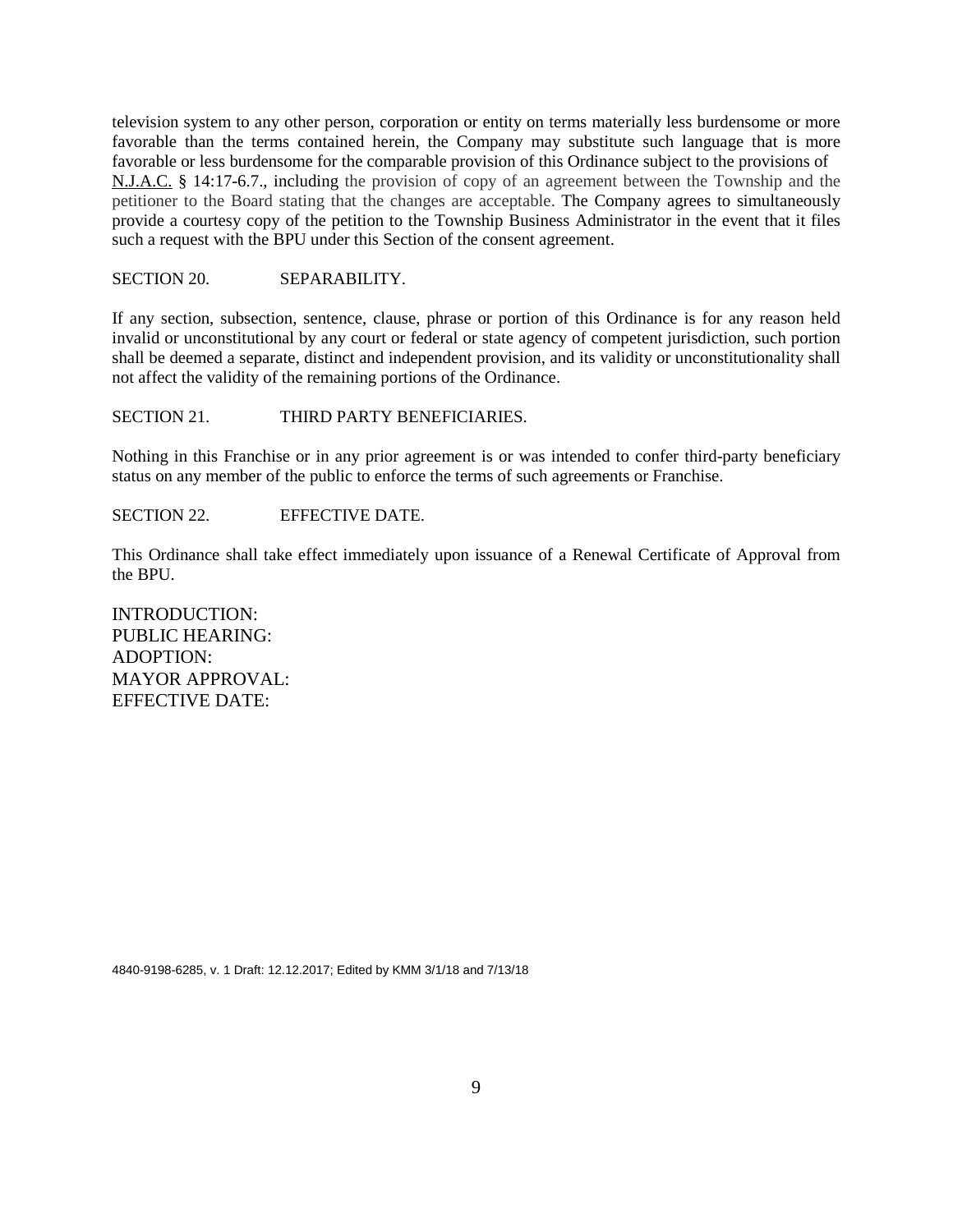television system to any other person, corporation or entity on terms materially less burdensome or more favorable than the terms contained herein, the Company may substitute such language that is more favorable or less burdensome for the comparable provision of this Ordinance subject to the provisions of N.J.A.C. § 14:17-6.7., including the provision of copy of an agreement between the Township and the petitioner to the Board stating that the changes are acceptable. The Company agrees to simultaneously provide a courtesy copy of the petition to the Township Business Administrator in the event that it files such a request with the BPU under this Section of the consent agreement.

SECTION 20. SEPARABILITY.

If any section, subsection, sentence, clause, phrase or portion of this Ordinance is for any reason held invalid or unconstitutional by any court or federal or state agency of competent jurisdiction, such portion shall be deemed a separate, distinct and independent provision, and its validity or unconstitutionality shall not affect the validity of the remaining portions of the Ordinance.

SECTION 21. THIRD PARTY BENEFICIARIES.

Nothing in this Franchise or in any prior agreement is or was intended to confer third-party beneficiary status on any member of the public to enforce the terms of such agreements or Franchise.

SECTION 22. EFFECTIVE DATE.

This Ordinance shall take effect immediately upon issuance of a Renewal Certificate of Approval from the BPU.

INTRODUCTION:
PUBLIC HEARING:
ADOPTION:
MAYOR APPROVAL:
EFFECTIVE DATE:

4840-9198-6285, v. 1 Draft: 12.12.2017; Edited by KMM 3/1/18 and 7/13/18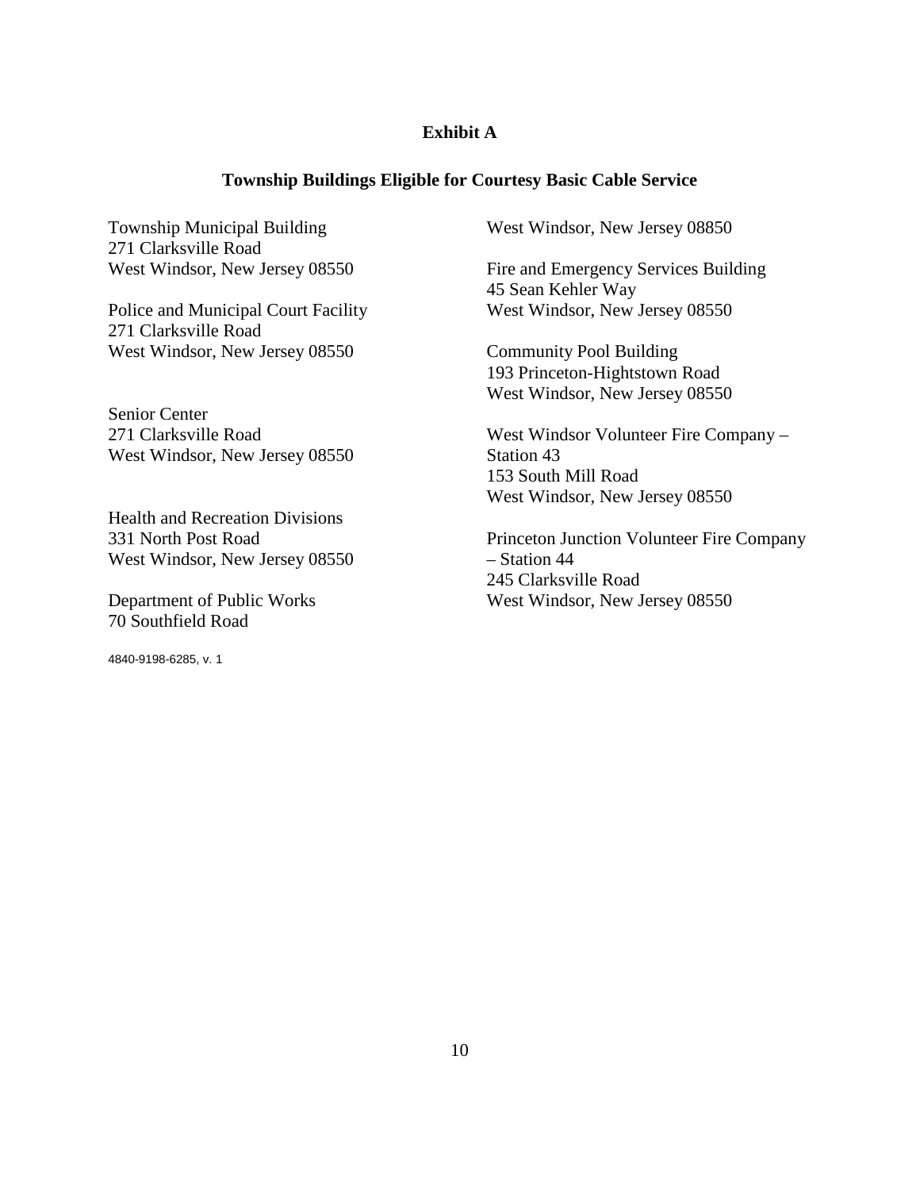**Exhibit A**

**Township Buildings Eligible for Courtesy Basic Cable Service**

Township Municipal Building
271 Clarksville Road
West Windsor, New Jersey 08550

Police and Municipal Court Facility
271 Clarksville Road
West Windsor, New Jersey 08550

Senior Center
271 Clarksville Road
West Windsor, New Jersey 08550

Health and Recreation Divisions
331 North Post Road
West Windsor, New Jersey 08550

Department of Public Works
70 Southfield Road
West Windsor, New Jersey 08850

Fire and Emergency Services Building
45 Sean Kehler Way
West Windsor, New Jersey 08550

Community Pool Building
193 Princeton-Hightstown Road
West Windsor, New Jersey 08550

West Windsor Volunteer Fire Company – Station 43
153 South Mill Road
West Windsor, New Jersey 08550

Princeton Junction Volunteer Fire Company – Station 44
245 Clarksville Road
West Windsor, New Jersey 08550

4840-9198-6285, v. 1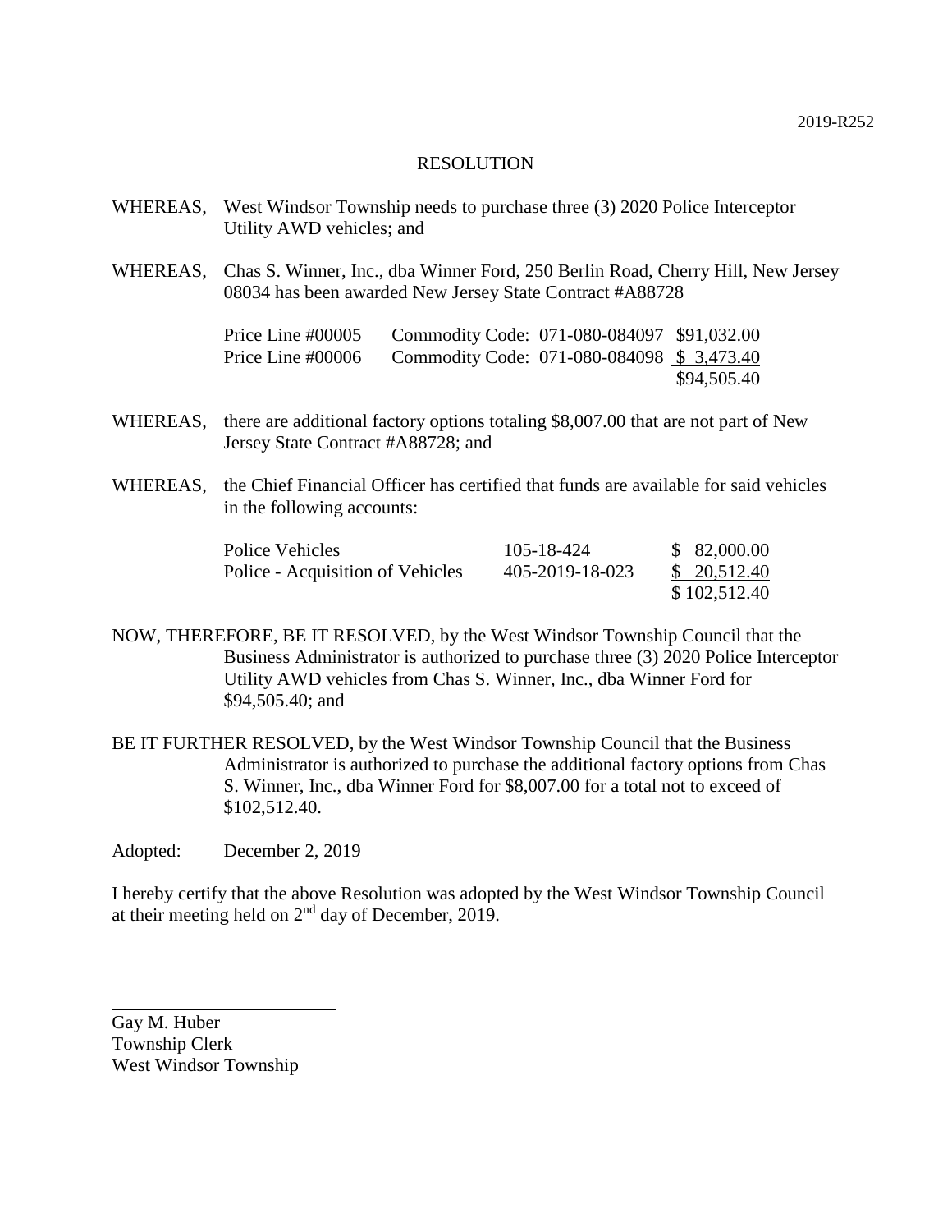2019-R252

# RESOLUTION

WHEREAS, West Windsor Township needs to purchase three (3) 2020 Police Interceptor Utility AWD vehicles; and

WHEREAS, Chas S. Winner, Inc., dba Winner Ford, 250 Berlin Road, Cherry Hill, New Jersey 08034 has been awarded New Jersey State Contract #A88728

| | | |
|---|---|---|
| Price Line #00005 | Commodity Code: 071-080-084097 | $91,032.00 |
| Price Line #00006 | Commodity Code: 071-080-084098 | $ 3,473.40 |
| | | $94,505.40 |

WHEREAS, there are additional factory options totaling $8,007.00 that are not part of New Jersey State Contract #A88728; and

WHEREAS, the Chief Financial Officer has certified that funds are available for said vehicles in the following accounts:

| | | |
|---|---|---|
| Police Vehicles | 105-18-424 | $ 82,000.00 |
| Police - Acquisition of Vehicles | 405-2019-18-023 | $ 20,512.40 |
| | | $ 102,512.40 |

NOW, THEREFORE, BE IT RESOLVED, by the West Windsor Township Council that the Business Administrator is authorized to purchase three (3) 2020 Police Interceptor Utility AWD vehicles from Chas S. Winner, Inc., dba Winner Ford for $94,505.40; and

BE IT FURTHER RESOLVED, by the West Windsor Township Council that the Business Administrator is authorized to purchase the additional factory options from Chas S. Winner, Inc., dba Winner Ford for $8,007.00 for a total not to exceed of $102,512.40.

Adopted: December 2, 2019

I hereby certify that the above Resolution was adopted by the West Windsor Township Council at their meeting held on 2nd day of December, 2019.

\_\_\_\_\_\_\_\_\_\_\_\_\_\_\_\_\_\_\_\_\_\_\_\_

Gay M. Huber
Township Clerk
West Windsor Township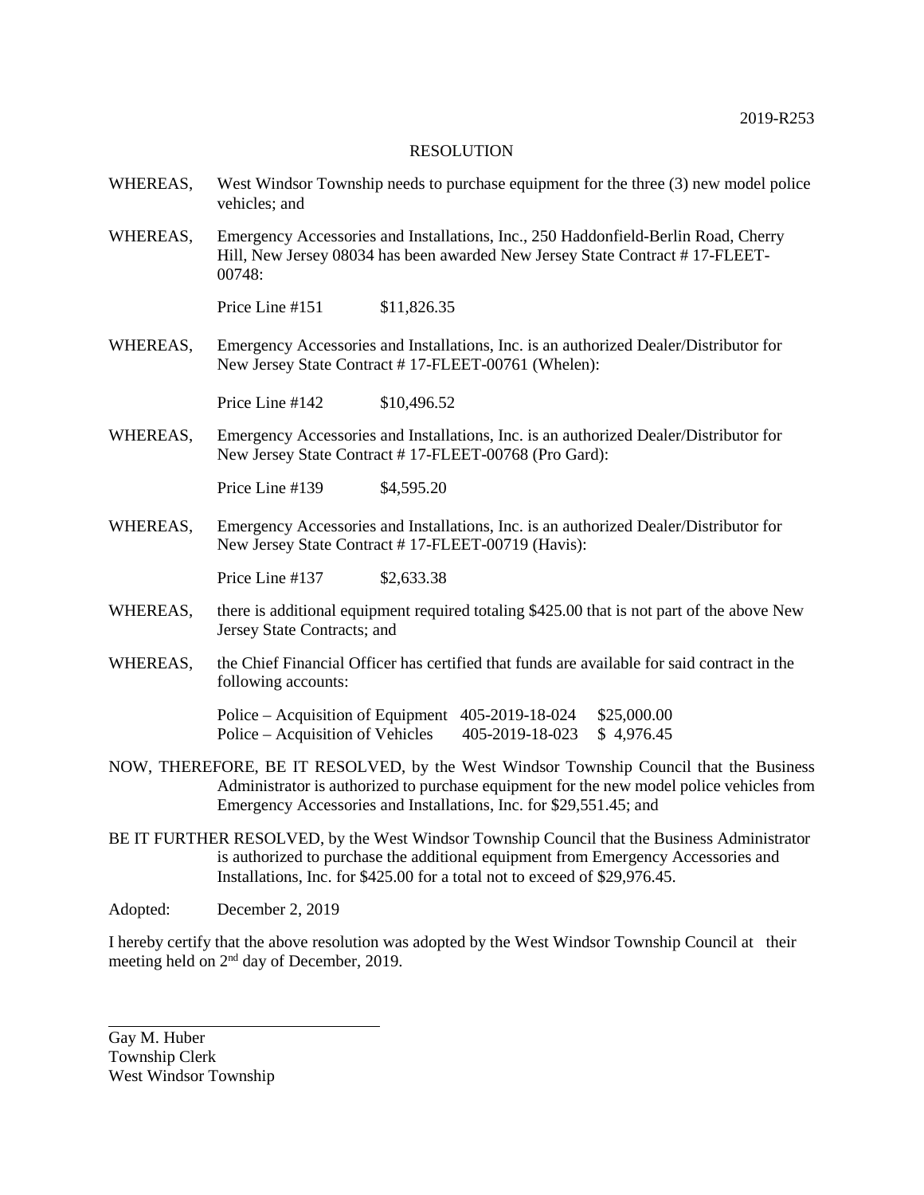2019-R253

RESOLUTION

WHEREAS, West Windsor Township needs to purchase equipment for the three (3) new model police vehicles; and

WHEREAS, Emergency Accessories and Installations, Inc., 250 Haddonfield-Berlin Road, Cherry Hill, New Jersey 08034 has been awarded New Jersey State Contract # 17-FLEET-00748:

Price Line #151 $11,826.35

WHEREAS, Emergency Accessories and Installations, Inc. is an authorized Dealer/Distributor for New Jersey State Contract # 17-FLEET-00761 (Whelen):

Price Line #142 $10,496.52

WHEREAS, Emergency Accessories and Installations, Inc. is an authorized Dealer/Distributor for New Jersey State Contract # 17-FLEET-00768 (Pro Gard):

Price Line #139 $4,595.20

WHEREAS, Emergency Accessories and Installations, Inc. is an authorized Dealer/Distributor for New Jersey State Contract # 17-FLEET-00719 (Havis):

Price Line #137 $2,633.38

WHEREAS, there is additional equipment required totaling $425.00 that is not part of the above New Jersey State Contracts; and

WHEREAS, the Chief Financial Officer has certified that funds are available for said contract in the following accounts:

| | | |
|---|---|---|
| Police – Acquisition of Equipment | 405-2019-18-024 | $25,000.00 |
| Police – Acquisition of Vehicles | 405-2019-18-023 | $ 4,976.45 |

NOW, THEREFORE, BE IT RESOLVED, by the West Windsor Township Council that the Business Administrator is authorized to purchase equipment for the new model police vehicles from Emergency Accessories and Installations, Inc. for $29,551.45; and

BE IT FURTHER RESOLVED, by the West Windsor Township Council that the Business Administrator is authorized to purchase the additional equipment from Emergency Accessories and Installations, Inc. for $425.00 for a total not to exceed of $29,976.45.

Adopted: December 2, 2019

I hereby certify that the above resolution was adopted by the West Windsor Township Council at their meeting held on 2nd day of December, 2019.

Gay M. Huber
Township Clerk
West Windsor Township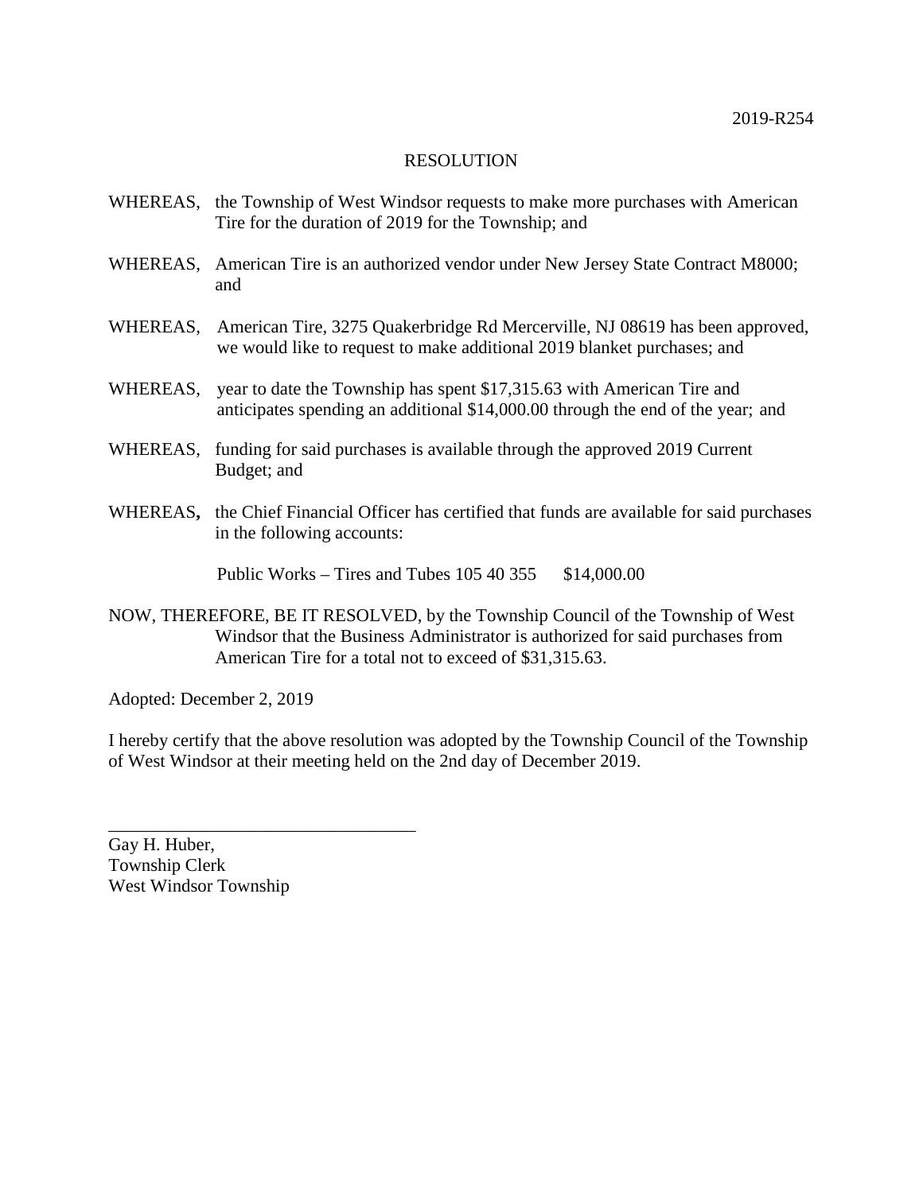2019-R254

# RESOLUTION

WHEREAS, the Township of West Windsor requests to make more purchases with American Tire for the duration of 2019 for the Township; and

WHEREAS, American Tire is an authorized vendor under New Jersey State Contract M8000; and

WHEREAS, American Tire, 3275 Quakerbridge Rd Mercerville, NJ 08619 has been approved, we would like to request to make additional 2019 blanket purchases; and

WHEREAS, year to date the Township has spent $17,315.63 with American Tire and anticipates spending an additional $14,000.00 through the end of the year; and

WHEREAS, funding for said purchases is available through the approved 2019 Current Budget; and

WHEREAS**,** the Chief Financial Officer has certified that funds are available for said purchases in the following accounts:

Public Works – Tires and Tubes 105 40 355 $14,000.00

NOW, THEREFORE, BE IT RESOLVED, by the Township Council of the Township of West Windsor that the Business Administrator is authorized for said purchases from American Tire for a total not to exceed of $31,315.63.

Adopted: December 2, 2019

I hereby certify that the above resolution was adopted by the Township Council of the Township of West Windsor at their meeting held on the 2nd day of December 2019.

\_\_\_\_\_\_\_\_\_\_\_\_\_\_\_\_\_\_\_\_\_\_\_\_\_\_\_\_\_\_\_\_\_\_

Gay H. Huber,
Township Clerk
West Windsor Township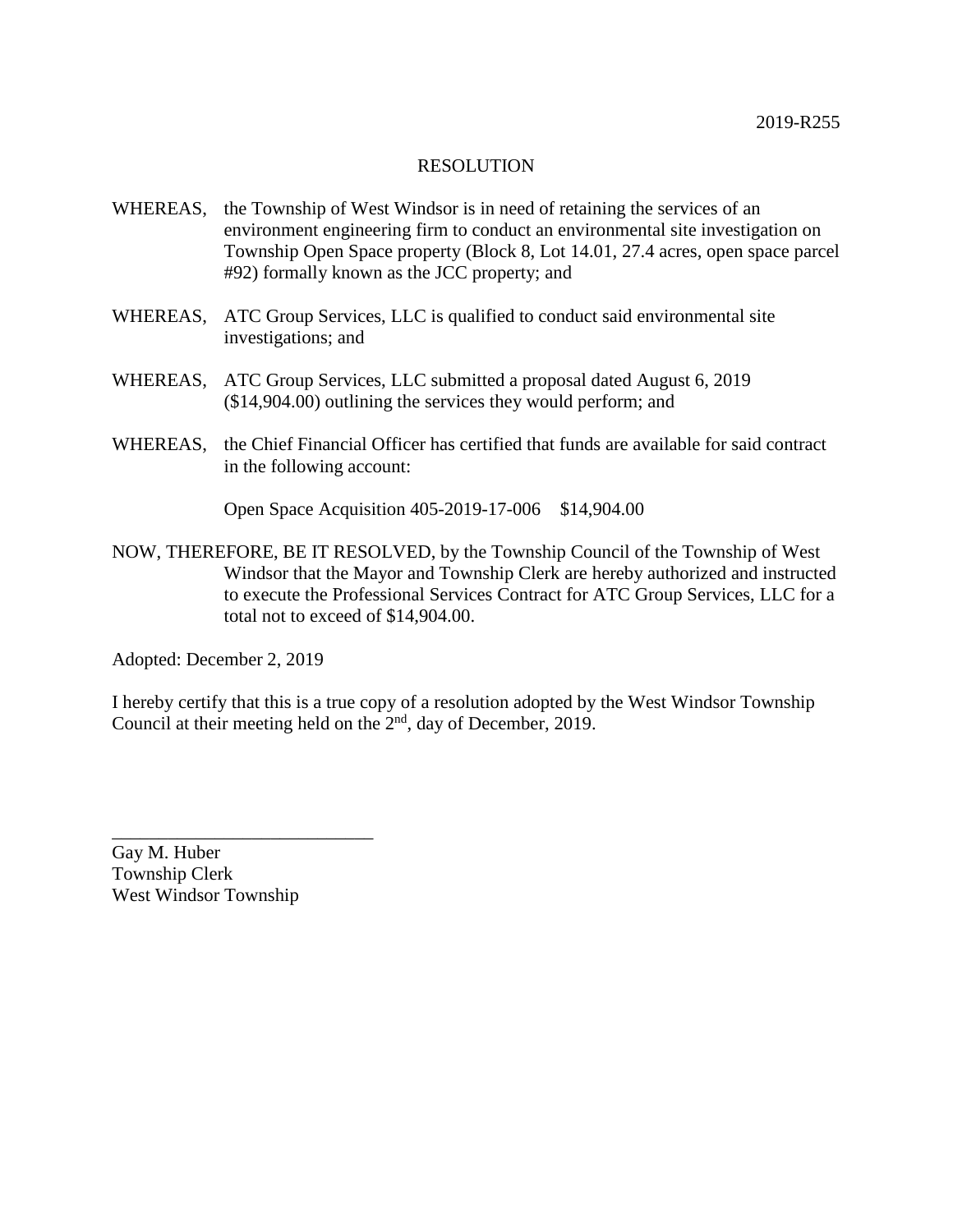2019-R255

RESOLUTION

WHEREAS, the Township of West Windsor is in need of retaining the services of an environment engineering firm to conduct an environmental site investigation on Township Open Space property (Block 8, Lot 14.01, 27.4 acres, open space parcel #92) formally known as the JCC property; and

WHEREAS, ATC Group Services, LLC is qualified to conduct said environmental site investigations; and

WHEREAS, ATC Group Services, LLC submitted a proposal dated August 6, 2019 ($14,904.00) outlining the services they would perform; and

WHEREAS, the Chief Financial Officer has certified that funds are available for said contract in the following account:

Open Space Acquisition 405-2019-17-006 $14,904.00

NOW, THEREFORE, BE IT RESOLVED, by the Township Council of the Township of West Windsor that the Mayor and Township Clerk are hereby authorized and instructed to execute the Professional Services Contract for ATC Group Services, LLC for a total not to exceed of $14,904.00.

Adopted: December 2, 2019

I hereby certify that this is a true copy of a resolution adopted by the West Windsor Township Council at their meeting held on the 2nd, day of December, 2019.

\_\_\_\_\_\_\_\_\_\_\_\_\_\_\_\_\_\_\_\_\_\_\_\_\_\_\_\_

Gay M. Huber
Township Clerk
West Windsor Township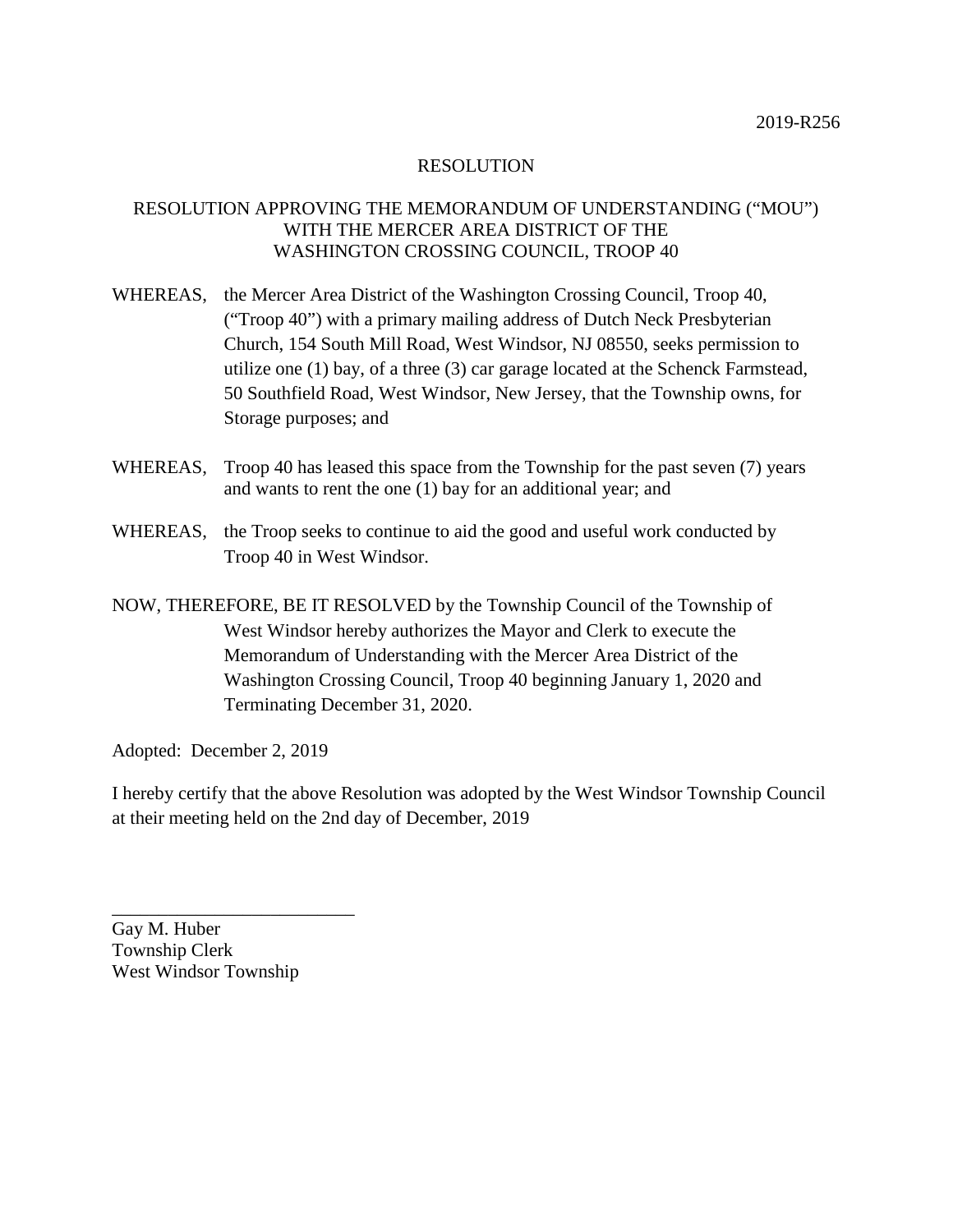2019-R256

RESOLUTION

RESOLUTION APPROVING THE MEMORANDUM OF UNDERSTANDING ("MOU")
WITH THE MERCER AREA DISTRICT OF THE
WASHINGTON CROSSING COUNCIL, TROOP 40

WHEREAS, the Mercer Area District of the Washington Crossing Council, Troop 40, ("Troop 40") with a primary mailing address of Dutch Neck Presbyterian Church, 154 South Mill Road, West Windsor, NJ 08550, seeks permission to utilize one (1) bay, of a three (3) car garage located at the Schenck Farmstead, 50 Southfield Road, West Windsor, New Jersey, that the Township owns, for Storage purposes; and

WHEREAS, Troop 40 has leased this space from the Township for the past seven (7) years and wants to rent the one (1) bay for an additional year; and

WHEREAS, the Troop seeks to continue to aid the good and useful work conducted by Troop 40 in West Windsor.

NOW, THEREFORE, BE IT RESOLVED by the Township Council of the Township of West Windsor hereby authorizes the Mayor and Clerk to execute the Memorandum of Understanding with the Mercer Area District of the Washington Crossing Council, Troop 40 beginning January 1, 2020 and Terminating December 31, 2020.

Adopted: December 2, 2019

I hereby certify that the above Resolution was adopted by the West Windsor Township Council at their meeting held on the 2nd day of December, 2019

\_\_\_\_\_\_\_\_\_\_\_\_\_\_\_\_\_\_\_\_\_\_\_\_\_\_

Gay M. Huber
Township Clerk
West Windsor Township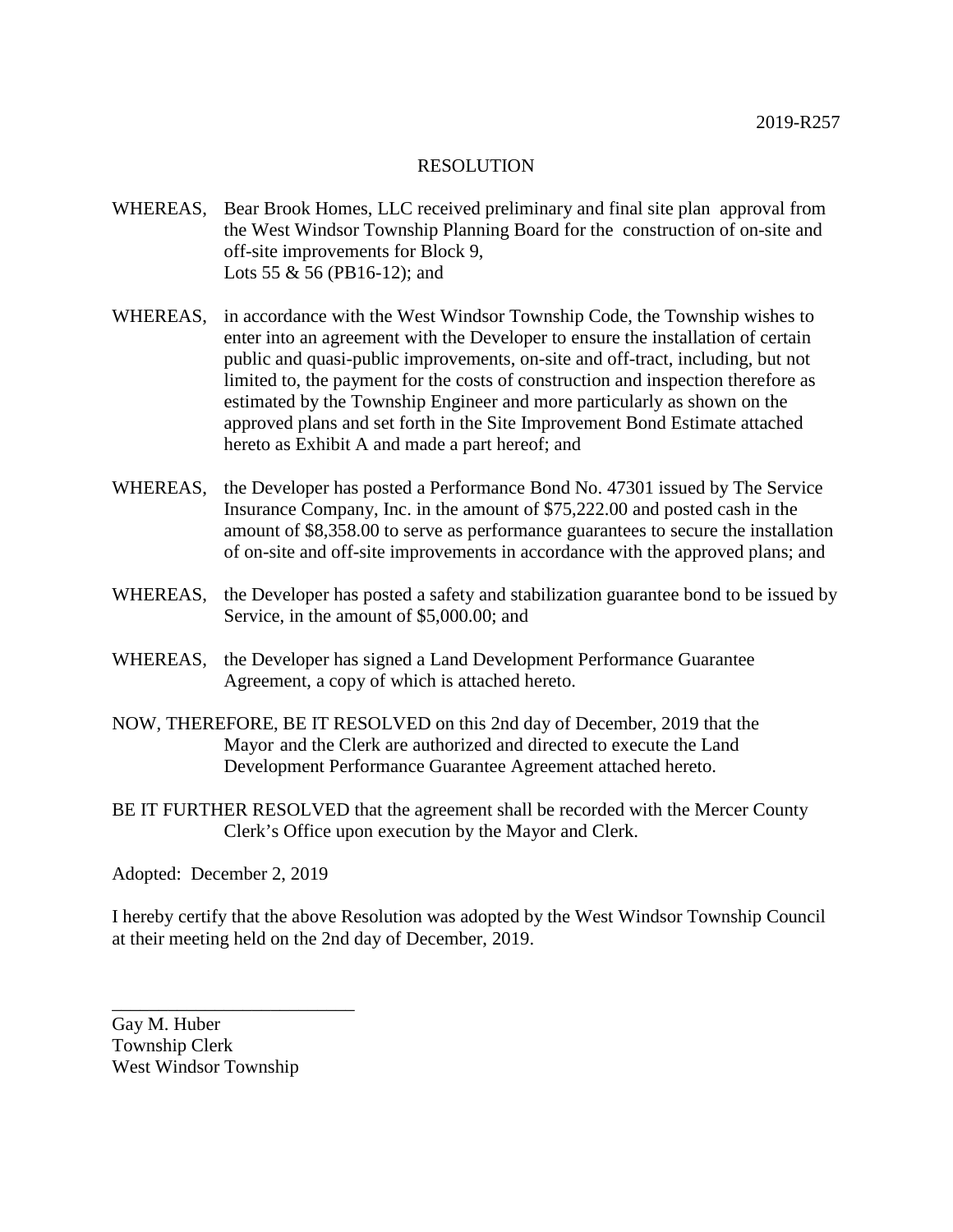2019-R257

# RESOLUTION

WHEREAS, Bear Brook Homes, LLC received preliminary and final site plan approval from the West Windsor Township Planning Board for the construction of on-site and off-site improvements for Block 9, Lots 55 & 56 (PB16-12); and

WHEREAS, in accordance with the West Windsor Township Code, the Township wishes to enter into an agreement with the Developer to ensure the installation of certain public and quasi-public improvements, on-site and off-tract, including, but not limited to, the payment for the costs of construction and inspection therefore as estimated by the Township Engineer and more particularly as shown on the approved plans and set forth in the Site Improvement Bond Estimate attached hereto as Exhibit A and made a part hereof; and

WHEREAS, the Developer has posted a Performance Bond No. 47301 issued by The Service Insurance Company, Inc. in the amount of $75,222.00 and posted cash in the amount of $8,358.00 to serve as performance guarantees to secure the installation of on-site and off-site improvements in accordance with the approved plans; and

WHEREAS, the Developer has posted a safety and stabilization guarantee bond to be issued by Service, in the amount of $5,000.00; and

WHEREAS, the Developer has signed a Land Development Performance Guarantee Agreement, a copy of which is attached hereto.

NOW, THEREFORE, BE IT RESOLVED on this 2nd day of December, 2019 that the Mayor and the Clerk are authorized and directed to execute the Land Development Performance Guarantee Agreement attached hereto.

BE IT FURTHER RESOLVED that the agreement shall be recorded with the Mercer County Clerk's Office upon execution by the Mayor and Clerk.

Adopted: December 2, 2019

I hereby certify that the above Resolution was adopted by the West Windsor Township Council at their meeting held on the 2nd day of December, 2019.

\_\_\_\_\_\_\_\_\_\_\_\_\_\_\_\_\_\_\_\_\_\_\_\_\_\_\_

Gay M. Huber
Township Clerk
West Windsor Township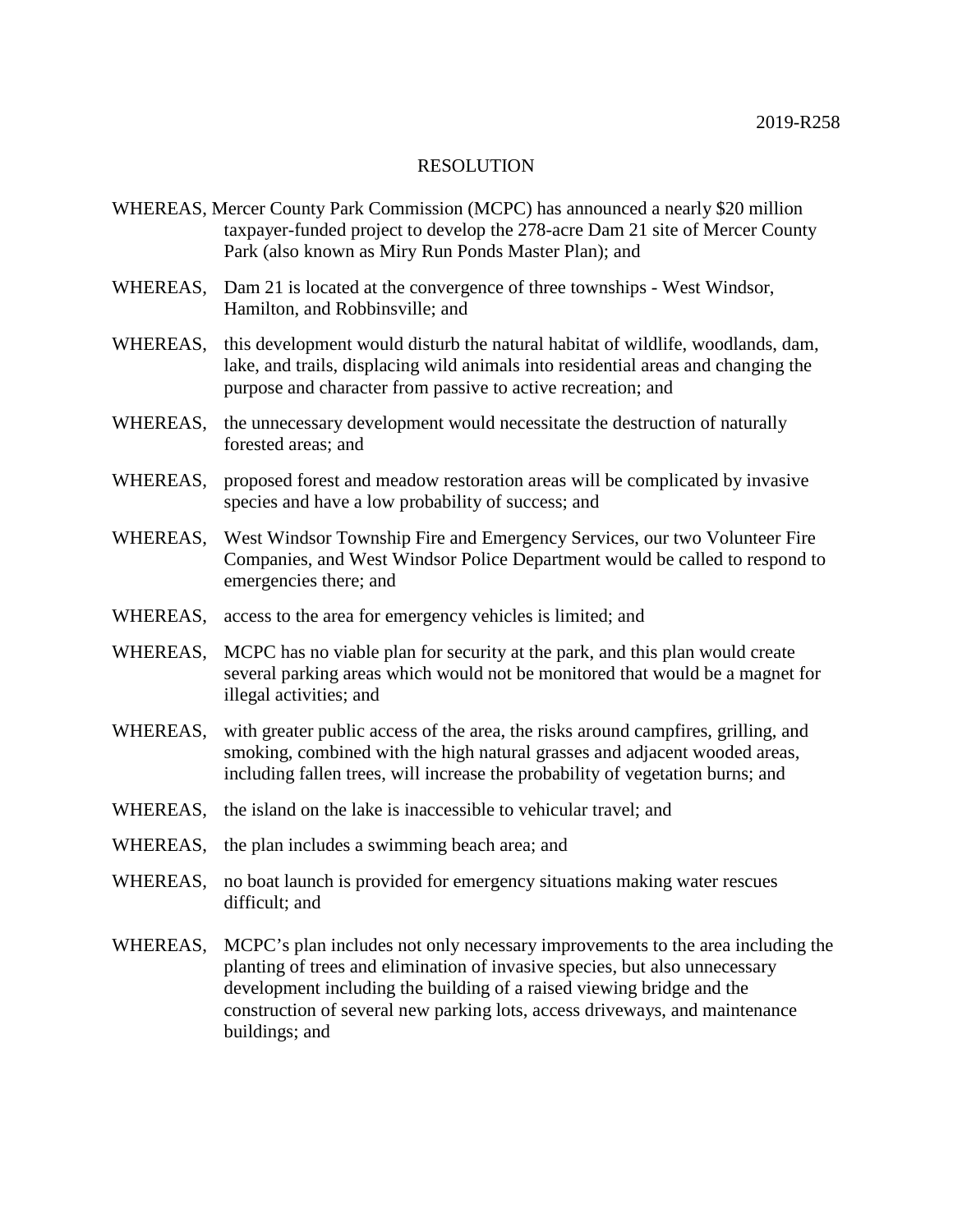2019-R258

# RESOLUTION

WHEREAS, Mercer County Park Commission (MCPC) has announced a nearly $20 million taxpayer-funded project to develop the 278-acre Dam 21 site of Mercer County Park (also known as Miry Run Ponds Master Plan); and

WHEREAS, Dam 21 is located at the convergence of three townships - West Windsor, Hamilton, and Robbinsville; and

WHEREAS, this development would disturb the natural habitat of wildlife, woodlands, dam, lake, and trails, displacing wild animals into residential areas and changing the purpose and character from passive to active recreation; and

WHEREAS, the unnecessary development would necessitate the destruction of naturally forested areas; and

WHEREAS, proposed forest and meadow restoration areas will be complicated by invasive species and have a low probability of success; and

WHEREAS, West Windsor Township Fire and Emergency Services, our two Volunteer Fire Companies, and West Windsor Police Department would be called to respond to emergencies there; and

WHEREAS, access to the area for emergency vehicles is limited; and

WHEREAS, MCPC has no viable plan for security at the park, and this plan would create several parking areas which would not be monitored that would be a magnet for illegal activities; and

WHEREAS, with greater public access of the area, the risks around campfires, grilling, and smoking, combined with the high natural grasses and adjacent wooded areas, including fallen trees, will increase the probability of vegetation burns; and

WHEREAS, the island on the lake is inaccessible to vehicular travel; and

WHEREAS, the plan includes a swimming beach area; and

WHEREAS, no boat launch is provided for emergency situations making water rescues difficult; and

WHEREAS, MCPC's plan includes not only necessary improvements to the area including the planting of trees and elimination of invasive species, but also unnecessary development including the building of a raised viewing bridge and the construction of several new parking lots, access driveways, and maintenance buildings; and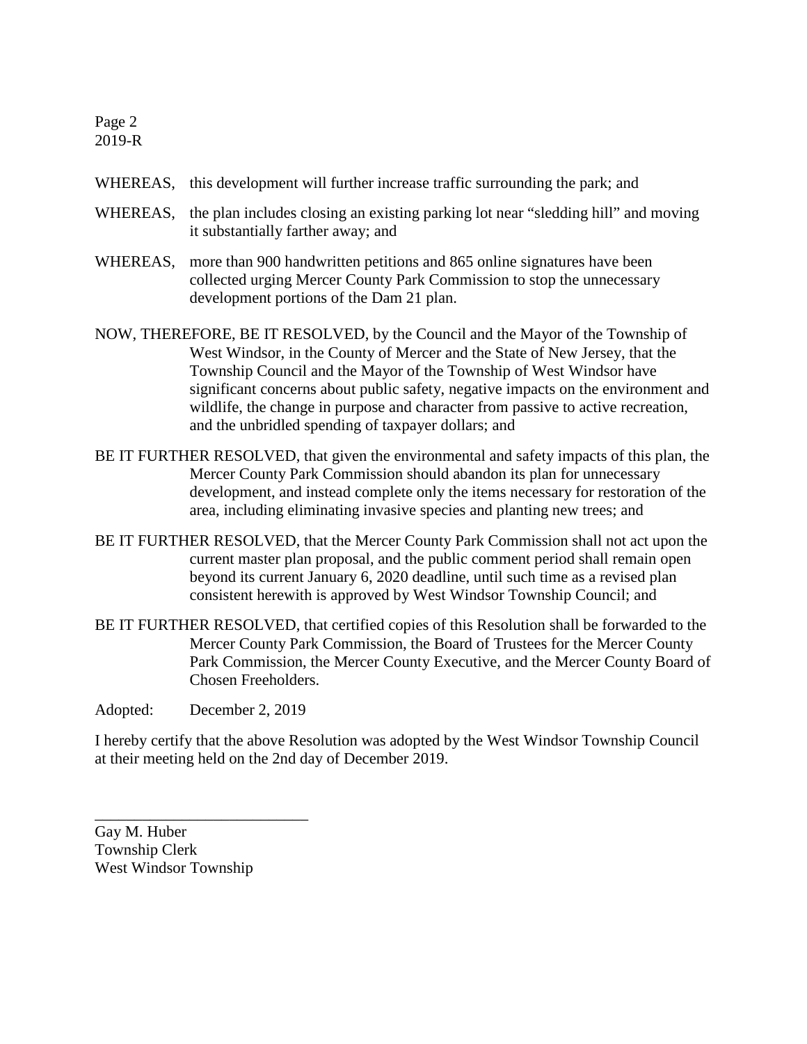WHEREAS, this development will further increase traffic surrounding the park; and

WHEREAS, the plan includes closing an existing parking lot near "sledding hill" and moving it substantially farther away; and

WHEREAS, more than 900 handwritten petitions and 865 online signatures have been collected urging Mercer County Park Commission to stop the unnecessary development portions of the Dam 21 plan.

NOW, THEREFORE, BE IT RESOLVED, by the Council and the Mayor of the Township of West Windsor, in the County of Mercer and the State of New Jersey, that the Township Council and the Mayor of the Township of West Windsor have significant concerns about public safety, negative impacts on the environment and wildlife, the change in purpose and character from passive to active recreation, and the unbridled spending of taxpayer dollars; and

BE IT FURTHER RESOLVED, that given the environmental and safety impacts of this plan, the Mercer County Park Commission should abandon its plan for unnecessary development, and instead complete only the items necessary for restoration of the area, including eliminating invasive species and planting new trees; and

BE IT FURTHER RESOLVED, that the Mercer County Park Commission shall not act upon the current master plan proposal, and the public comment period shall remain open beyond its current January 6, 2020 deadline, until such time as a revised plan consistent herewith is approved by West Windsor Township Council; and

BE IT FURTHER RESOLVED, that certified copies of this Resolution shall be forwarded to the Mercer County Park Commission, the Board of Trustees for the Mercer County Park Commission, the Mercer County Executive, and the Mercer County Board of Chosen Freeholders.

Adopted: December 2, 2019

I hereby certify that the above Resolution was adopted by the West Windsor Township Council at their meeting held on the 2nd day of December 2019.

___________________________

Gay M. Huber
Township Clerk
West Windsor Township